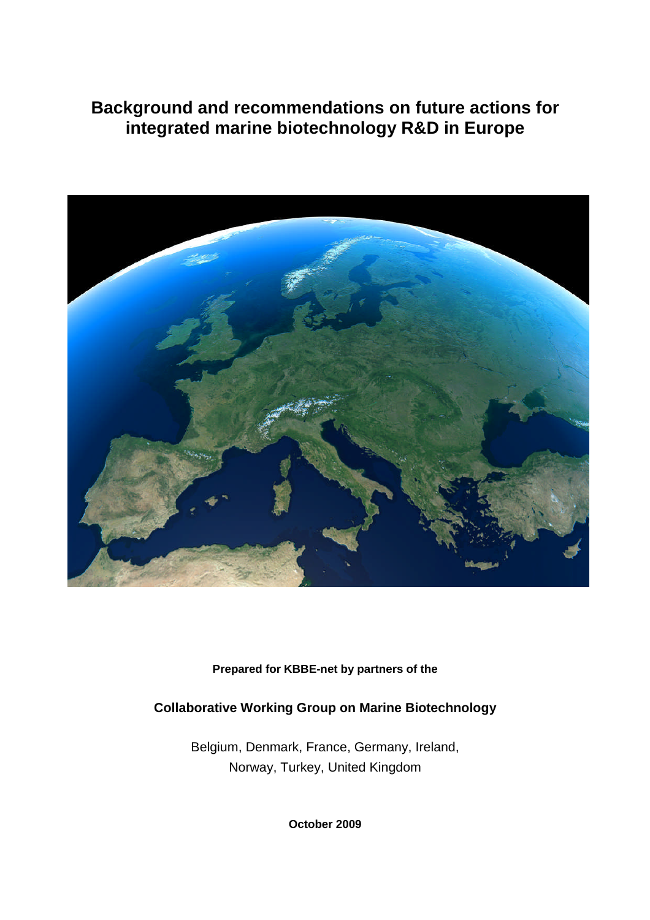# Background and recommendations on future actions for integrated marine biotechnology R&D in Europe

**Prepared for KBBE-net by partners of the**

**Collaborative Working Group on Marine Biotechnology**

Belgium, Denmark, France, Germany, Ireland,
Norway, Turkey, United Kingdom

**October 2009**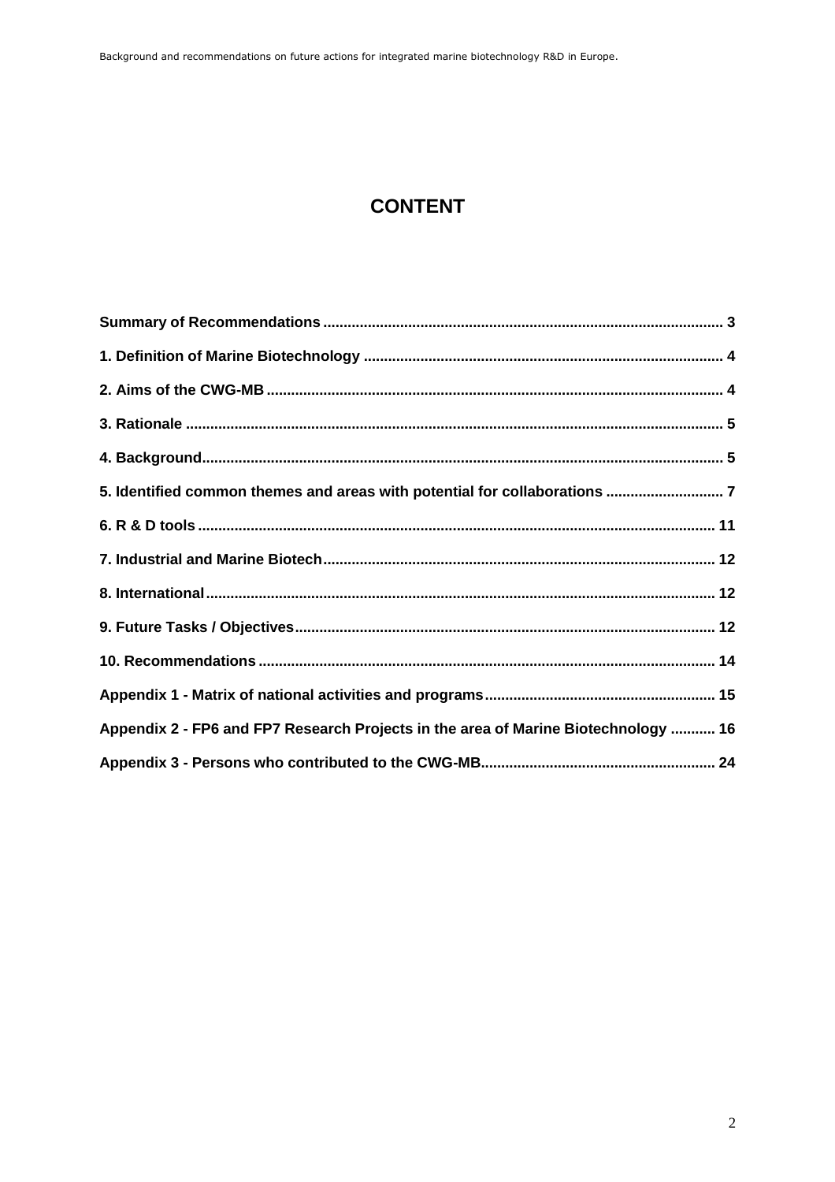# CONTENT

**Summary of Recommendations** ..... 3

**1. Definition of Marine Biotechnology** ..... 4

**2. Aims of the CWG-MB** ..... 4

**3. Rationale** ..... 5

**4. Background** ..... 5

**5. Identified common themes and areas with potential for collaborations** ..... 7

**6. R & D tools** ..... 11

**7. Industrial and Marine Biotech** ..... 12

**8. International** ..... 12

**9. Future Tasks / Objectives** ..... 12

**10. Recommendations** ..... 14

**Appendix 1 - Matrix of national activities and programs** ..... 15

**Appendix 2 - FP6 and FP7 Research Projects in the area of Marine Biotechnology** ..... 16

**Appendix 3 - Persons who contributed to the CWG-MB** ..... 24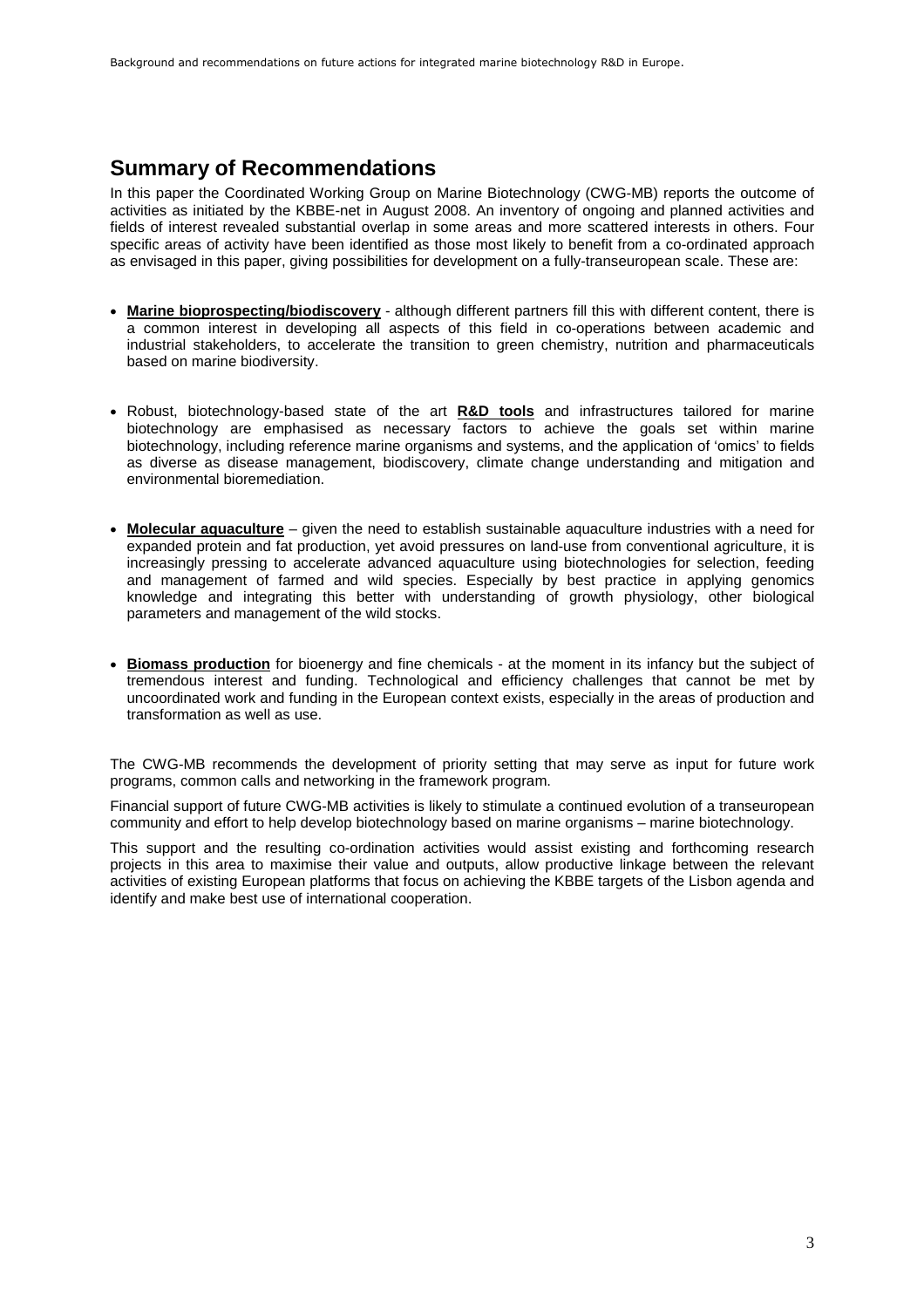## Summary of Recommendations

In this paper the Coordinated Working Group on Marine Biotechnology (CWG-MB) reports the outcome of activities as initiated by the KBBE-net in August 2008. An inventory of ongoing and planned activities and fields of interest revealed substantial overlap in some areas and more scattered interests in others. Four specific areas of activity have been identified as those most likely to benefit from a co-ordinated approach as envisaged in this paper, giving possibilities for development on a fully-transeuropean scale. These are:

- **Marine bioprospecting/biodiscovery** - although different partners fill this with different content, there is a common interest in developing all aspects of this field in co-operations between academic and industrial stakeholders, to accelerate the transition to green chemistry, nutrition and pharmaceuticals based on marine biodiversity.

- Robust, biotechnology-based state of the art **R&D tools** and infrastructures tailored for marine biotechnology are emphasised as necessary factors to achieve the goals set within marine biotechnology, including reference marine organisms and systems, and the application of 'omics' to fields as diverse as disease management, biodiscovery, climate change understanding and mitigation and environmental bioremediation.

- **Molecular aquaculture** – given the need to establish sustainable aquaculture industries with a need for expanded protein and fat production, yet avoid pressures on land-use from conventional agriculture, it is increasingly pressing to accelerate advanced aquaculture using biotechnologies for selection, feeding and management of farmed and wild species. Especially by best practice in applying genomics knowledge and integrating this better with understanding of growth physiology, other biological parameters and management of the wild stocks.

- **Biomass production** for bioenergy and fine chemicals - at the moment in its infancy but the subject of tremendous interest and funding. Technological and efficiency challenges that cannot be met by uncoordinated work and funding in the European context exists, especially in the areas of production and transformation as well as use.

The CWG-MB recommends the development of priority setting that may serve as input for future work programs, common calls and networking in the framework program.

Financial support of future CWG-MB activities is likely to stimulate a continued evolution of a transeuropean community and effort to help develop biotechnology based on marine organisms – marine biotechnology.

This support and the resulting co-ordination activities would assist existing and forthcoming research projects in this area to maximise their value and outputs, allow productive linkage between the relevant activities of existing European platforms that focus on achieving the KBBE targets of the Lisbon agenda and identify and make best use of international cooperation.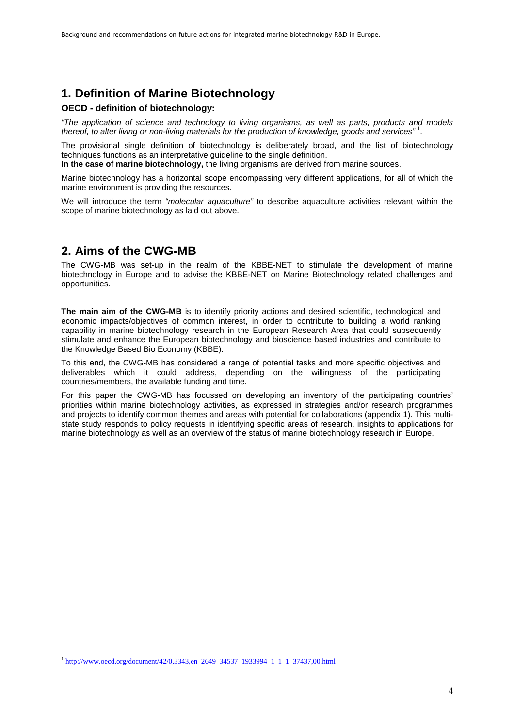# 1. Definition of Marine Biotechnology

**OECD - definition of biotechnology:**

*"The application of science and technology to living organisms, as well as parts, products and models thereof, to alter living or non-living materials for the production of knowledge, goods and services"* [1].

The provisional single definition of biotechnology is deliberately broad, and the list of biotechnology techniques functions as an interpretative guideline to the single definition.
**In the case of marine biotechnology,** the living organisms are derived from marine sources.

Marine biotechnology has a horizontal scope encompassing very different applications, for all of which the marine environment is providing the resources.

We will introduce the term *"molecular aquaculture"* to describe aquaculture activities relevant within the scope of marine biotechnology as laid out above.

# 2. Aims of the CWG-MB

The CWG-MB was set-up in the realm of the KBBE-NET to stimulate the development of marine biotechnology in Europe and to advise the KBBE-NET on Marine Biotechnology related challenges and opportunities.

**The main aim of the CWG-MB** is to identify priority actions and desired scientific, technological and economic impacts/objectives of common interest, in order to contribute to building a world ranking capability in marine biotechnology research in the European Research Area that could subsequently stimulate and enhance the European biotechnology and bioscience based industries and contribute to the Knowledge Based Bio Economy (KBBE).

To this end, the CWG-MB has considered a range of potential tasks and more specific objectives and deliverables which it could address, depending on the willingness of the participating countries/members, the available funding and time.

For this paper the CWG-MB has focussed on developing an inventory of the participating countries' priorities within marine biotechnology activities, as expressed in strategies and/or research programmes and projects to identify common themes and areas with potential for collaborations (appendix 1). This multi-state study responds to policy requests in identifying specific areas of research, insights to applications for marine biotechnology as well as an overview of the status of marine biotechnology research in Europe.

---

[1] http://www.oecd.org/document/42/0,3343,en_2649_34537_1933994_1_1_1_37437,00.html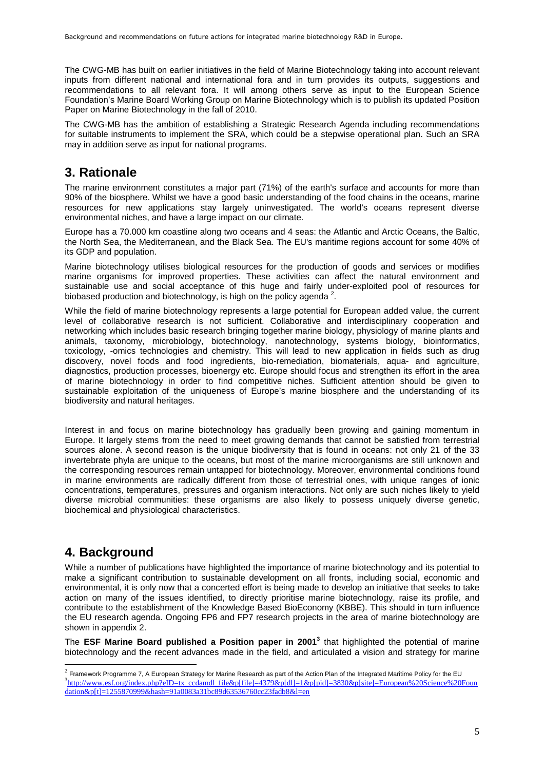The CWG-MB has built on earlier initiatives in the field of Marine Biotechnology taking into account relevant inputs from different national and international fora and in turn provides its outputs, suggestions and recommendations to all relevant fora. It will among others serve as input to the European Science Foundation's Marine Board Working Group on Marine Biotechnology which is to publish its updated Position Paper on Marine Biotechnology in the fall of 2010.

The CWG-MB has the ambition of establishing a Strategic Research Agenda including recommendations for suitable instruments to implement the SRA, which could be a stepwise operational plan. Such an SRA may in addition serve as input for national programs.

# 3. Rationale

The marine environment constitutes a major part (71%) of the earth's surface and accounts for more than 90% of the biosphere. Whilst we have a good basic understanding of the food chains in the oceans, marine resources for new applications stay largely uninvestigated. The world's oceans represent diverse environmental niches, and have a large impact on our climate.

Europe has a 70.000 km coastline along two oceans and 4 seas: the Atlantic and Arctic Oceans, the Baltic, the North Sea, the Mediterranean, and the Black Sea. The EU's maritime regions account for some 40% of its GDP and population.

Marine biotechnology utilises biological resources for the production of goods and services or modifies marine organisms for improved properties. These activities can affect the natural environment and sustainable use and social acceptance of this huge and fairly under-exploited pool of resources for biobased production and biotechnology, is high on the policy agenda [2].

While the field of marine biotechnology represents a large potential for European added value, the current level of collaborative research is not sufficient. Collaborative and interdisciplinary cooperation and networking which includes basic research bringing together marine biology, physiology of marine plants and animals, taxonomy, microbiology, biotechnology, nanotechnology, systems biology, bioinformatics, toxicology, -omics technologies and chemistry. This will lead to new application in fields such as drug discovery, novel foods and food ingredients, bio-remediation, biomaterials, aqua- and agriculture, diagnostics, production processes, bioenergy etc. Europe should focus and strengthen its effort in the area of marine biotechnology in order to find competitive niches. Sufficient attention should be given to sustainable exploitation of the uniqueness of Europe's marine biosphere and the understanding of its biodiversity and natural heritages.

Interest in and focus on marine biotechnology has gradually been growing and gaining momentum in Europe. It largely stems from the need to meet growing demands that cannot be satisfied from terrestrial sources alone. A second reason is the unique biodiversity that is found in oceans: not only 21 of the 33 invertebrate phyla are unique to the oceans, but most of the marine microorganisms are still unknown and the corresponding resources remain untapped for biotechnology. Moreover, environmental conditions found in marine environments are radically different from those of terrestrial ones, with unique ranges of ionic concentrations, temperatures, pressures and organism interactions. Not only are such niches likely to yield diverse microbial communities: these organisms are also likely to possess uniquely diverse genetic, biochemical and physiological characteristics.

# 4. Background

While a number of publications have highlighted the importance of marine biotechnology and its potential to make a significant contribution to sustainable development on all fronts, including social, economic and environmental, it is only now that a concerted effort is being made to develop an initiative that seeks to take action on many of the issues identified, to directly prioritise marine biotechnology, raise its profile, and contribute to the establishment of the Knowledge Based BioEconomy (KBBE). This should in turn influence the EU research agenda. Ongoing FP6 and FP7 research projects in the area of marine biotechnology are shown in appendix 2.

The **ESF Marine Board published a Position paper in 2001**[3] that highlighted the potential of marine biotechnology and the recent advances made in the field, and articulated a vision and strategy for marine

[2] Framework Programme 7, A European Strategy for Marine Research as part of the Action Plan of the Integrated Maritime Policy for the EU

[3] http://www.esf.org/index.php?eID=tx_ccdamdl_file&p[file]=4379&p[dl]=1&p[pid]=3830&p[site]=European%20Science%20Foundation&p[t]=1255870999&hash=91a0083a31bc89d63536760cc23fadb8&l=en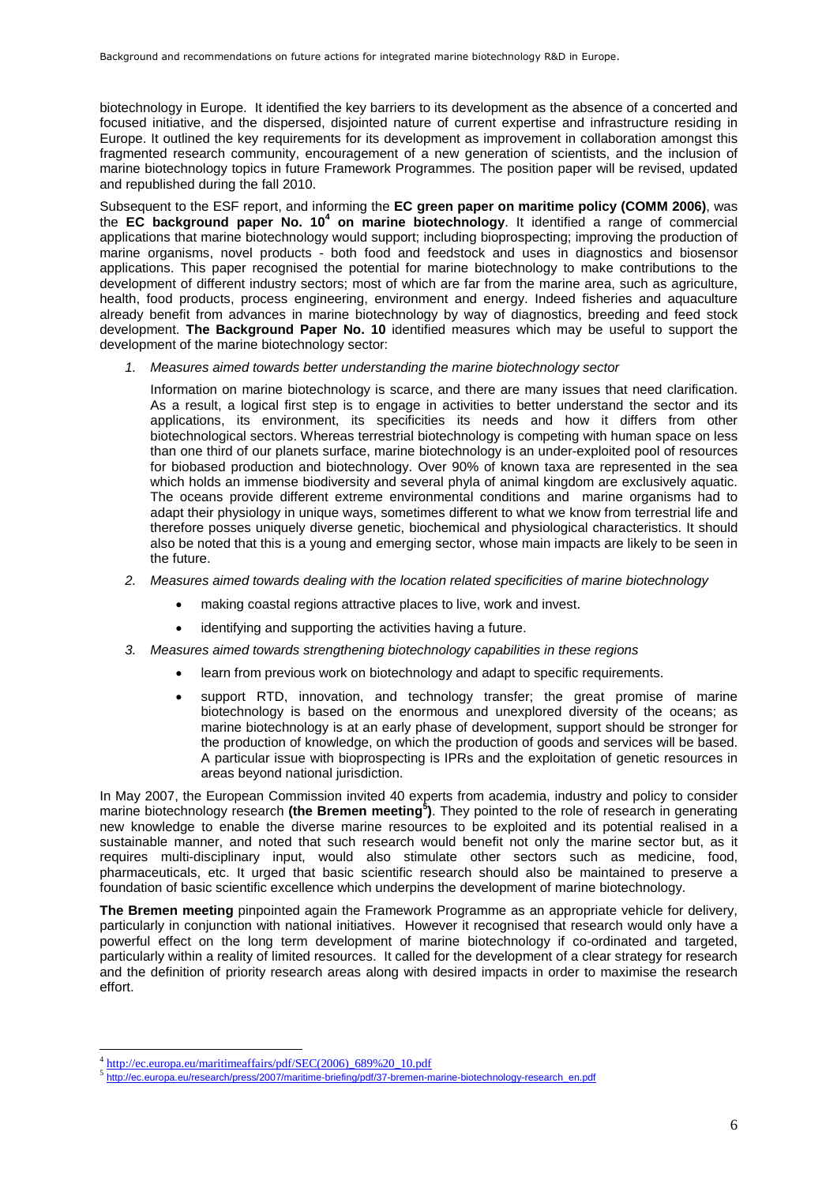biotechnology in Europe. It identified the key barriers to its development as the absence of a concerted and focused initiative, and the dispersed, disjointed nature of current expertise and infrastructure residing in Europe. It outlined the key requirements for its development as improvement in collaboration amongst this fragmented research community, encouragement of a new generation of scientists, and the inclusion of marine biotechnology topics in future Framework Programmes. The position paper will be revised, updated and republished during the fall 2010.

Subsequent to the ESF report, and informing the **EC green paper on maritime policy (COMM 2006)**, was the **EC background paper No. 10[4] on marine biotechnology**. It identified a range of commercial applications that marine biotechnology would support; including bioprospecting; improving the production of marine organisms, novel products - both food and feedstock and uses in diagnostics and biosensor applications. This paper recognised the potential for marine biotechnology to make contributions to the development of different industry sectors; most of which are far from the marine area, such as agriculture, health, food products, process engineering, environment and energy. Indeed fisheries and aquaculture already benefit from advances in marine biotechnology by way of diagnostics, breeding and feed stock development. **The Background Paper No. 10** identified measures which may be useful to support the development of the marine biotechnology sector:

1. *Measures aimed towards better understanding the marine biotechnology sector*

   Information on marine biotechnology is scarce, and there are many issues that need clarification. As a result, a logical first step is to engage in activities to better understand the sector and its applications, its environment, its specificities its needs and how it differs from other biotechnological sectors. Whereas terrestrial biotechnology is competing with human space on less than one third of our planets surface, marine biotechnology is an under-exploited pool of resources for biobased production and biotechnology. Over 90% of known taxa are represented in the sea which holds an immense biodiversity and several phyla of animal kingdom are exclusively aquatic. The oceans provide different extreme environmental conditions and marine organisms had to adapt their physiology in unique ways, sometimes different to what we know from terrestrial life and therefore posses uniquely diverse genetic, biochemical and physiological characteristics. It should also be noted that this is a young and emerging sector, whose main impacts are likely to be seen in the future.

2. *Measures aimed towards dealing with the location related specificities of marine biotechnology*

   - making coastal regions attractive places to live, work and invest.
   - identifying and supporting the activities having a future.

3. *Measures aimed towards strengthening biotechnology capabilities in these regions*

   - learn from previous work on biotechnology and adapt to specific requirements.
   - support RTD, innovation, and technology transfer; the great promise of marine biotechnology is based on the enormous and unexplored diversity of the oceans; as marine biotechnology is at an early phase of development, support should be stronger for the production of knowledge, on which the production of goods and services will be based. A particular issue with bioprospecting is IPRs and the exploitation of genetic resources in areas beyond national jurisdiction.

In May 2007, the European Commission invited 40 experts from academia, industry and policy to consider marine biotechnology research **(the Bremen meeting[5])**. They pointed to the role of research in generating new knowledge to enable the diverse marine resources to be exploited and its potential realised in a sustainable manner, and noted that such research would benefit not only the marine sector but, as it requires multi-disciplinary input, would also stimulate other sectors such as medicine, food, pharmaceuticals, etc. It urged that basic scientific research should also be maintained to preserve a foundation of basic scientific excellence which underpins the development of marine biotechnology.

**The Bremen meeting** pinpointed again the Framework Programme as an appropriate vehicle for delivery, particularly in conjunction with national initiatives. However it recognised that research would only have a powerful effect on the long term development of marine biotechnology if co-ordinated and targeted, particularly within a reality of limited resources. It called for the development of a clear strategy for research and the definition of priority research areas along with desired impacts in order to maximise the research effort.

[4] http://ec.europa.eu/maritimeaffairs/pdf/SEC(2006)_689%20_10.pdf

[5] http://ec.europa.eu/research/press/2007/maritime-briefing/pdf/37-bremen-marine-biotechnology-research_en.pdf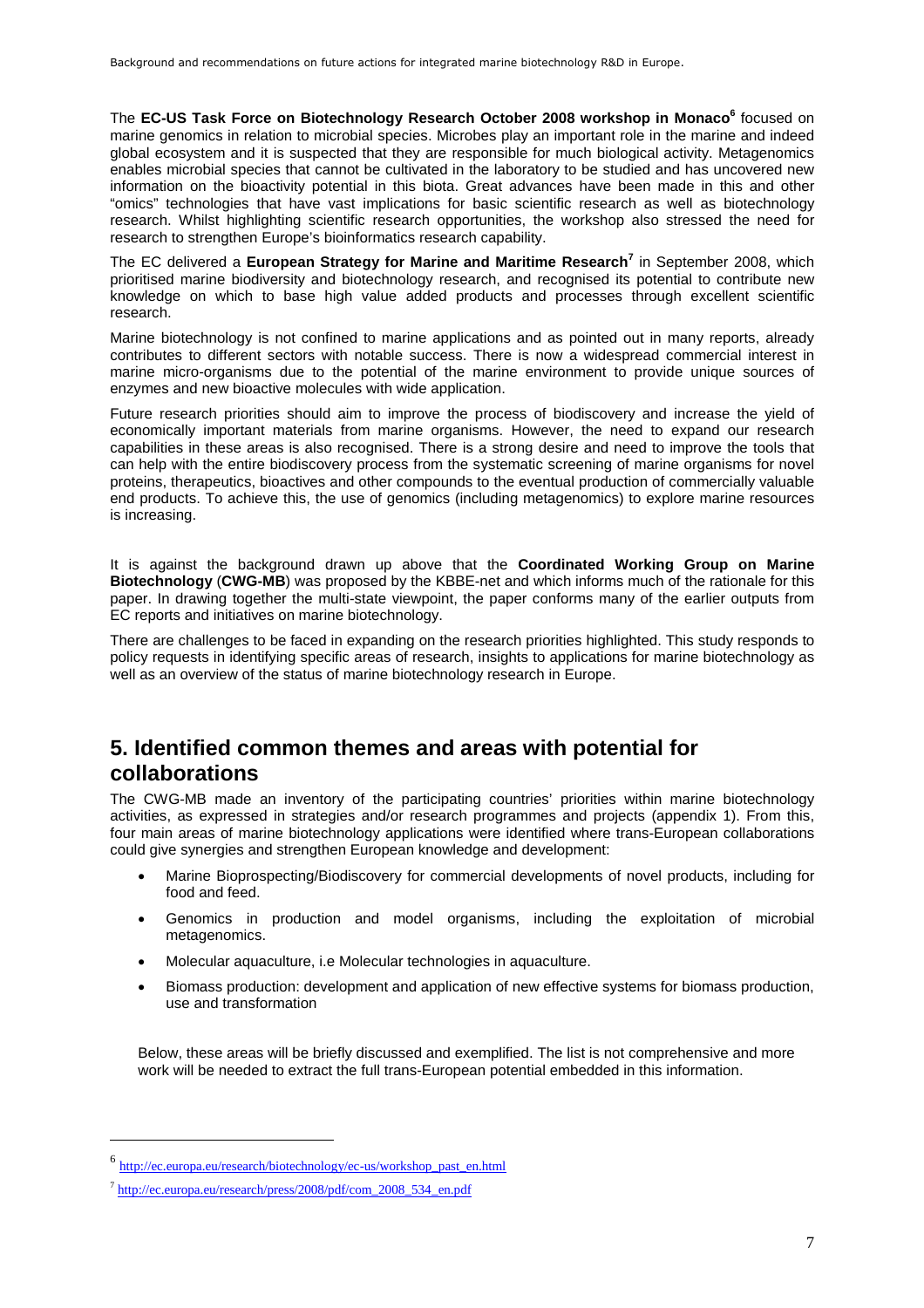The **EC-US Task Force on Biotechnology Research October 2008 workshop in Monaco**[6] focused on marine genomics in relation to microbial species. Microbes play an important role in the marine and indeed global ecosystem and it is suspected that they are responsible for much biological activity. Metagenomics enables microbial species that cannot be cultivated in the laboratory to be studied and has uncovered new information on the bioactivity potential in this biota. Great advances have been made in this and other "omics" technologies that have vast implications for basic scientific research as well as biotechnology research. Whilst highlighting scientific research opportunities, the workshop also stressed the need for research to strengthen Europe's bioinformatics research capability.

The EC delivered a **European Strategy for Marine and Maritime Research**[7] in September 2008, which prioritised marine biodiversity and biotechnology research, and recognised its potential to contribute new knowledge on which to base high value added products and processes through excellent scientific research.

Marine biotechnology is not confined to marine applications and as pointed out in many reports, already contributes to different sectors with notable success. There is now a widespread commercial interest in marine micro-organisms due to the potential of the marine environment to provide unique sources of enzymes and new bioactive molecules with wide application.

Future research priorities should aim to improve the process of biodiscovery and increase the yield of economically important materials from marine organisms. However, the need to expand our research capabilities in these areas is also recognised. There is a strong desire and need to improve the tools that can help with the entire biodiscovery process from the systematic screening of marine organisms for novel proteins, therapeutics, bioactives and other compounds to the eventual production of commercially valuable end products. To achieve this, the use of genomics (including metagenomics) to explore marine resources is increasing.

It is against the background drawn up above that the **Coordinated Working Group on Marine Biotechnology** (**CWG-MB**) was proposed by the KBBE-net and which informs much of the rationale for this paper. In drawing together the multi-state viewpoint, the paper conforms many of the earlier outputs from EC reports and initiatives on marine biotechnology.

There are challenges to be faced in expanding on the research priorities highlighted. This study responds to policy requests in identifying specific areas of research, insights to applications for marine biotechnology as well as an overview of the status of marine biotechnology research in Europe.

## 5. Identified common themes and areas with potential for collaborations

The CWG-MB made an inventory of the participating countries' priorities within marine biotechnology activities, as expressed in strategies and/or research programmes and projects (appendix 1). From this, four main areas of marine biotechnology applications were identified where trans-European collaborations could give synergies and strengthen European knowledge and development:

- Marine Bioprospecting/Biodiscovery for commercial developments of novel products, including for food and feed.
- Genomics in production and model organisms, including the exploitation of microbial metagenomics.
- Molecular aquaculture, i.e Molecular technologies in aquaculture.
- Biomass production: development and application of new effective systems for biomass production, use and transformation

Below, these areas will be briefly discussed and exemplified. The list is not comprehensive and more work will be needed to extract the full trans-European potential embedded in this information.

---

[6] http://ec.europa.eu/research/biotechnology/ec-us/workshop_past_en.html

[7] http://ec.europa.eu/research/press/2008/pdf/com_2008_534_en.pdf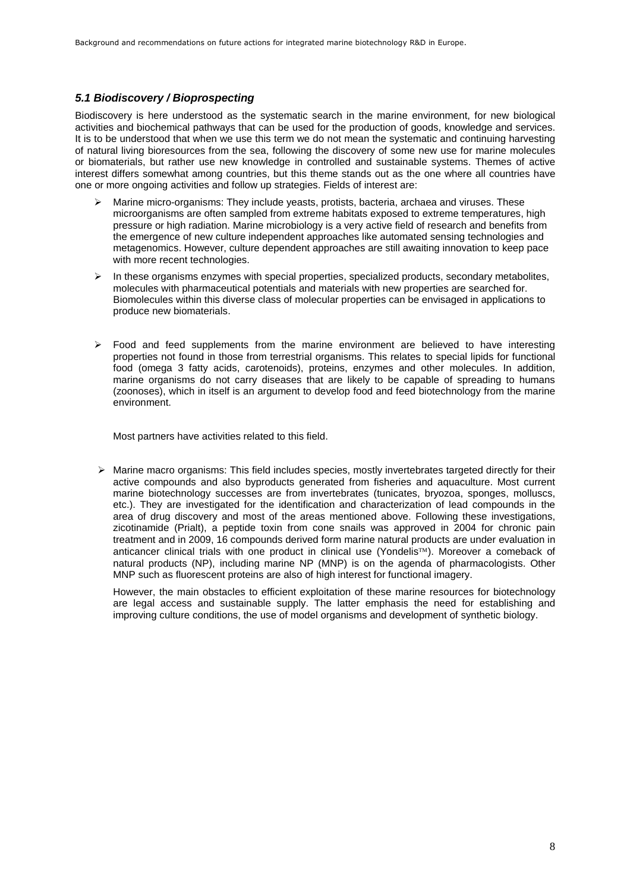### *5.1 Biodiscovery / Bioprospecting*

Biodiscovery is here understood as the systematic search in the marine environment, for new biological activities and biochemical pathways that can be used for the production of goods, knowledge and services. It is to be understood that when we use this term we do not mean the systematic and continuing harvesting of natural living bioresources from the sea, following the discovery of some new use for marine molecules or biomaterials, but rather use new knowledge in controlled and sustainable systems. Themes of active interest differs somewhat among countries, but this theme stands out as the one where all countries have one or more ongoing activities and follow up strategies. Fields of interest are:

- Marine micro-organisms: They include yeasts, protists, bacteria, archaea and viruses. These microorganisms are often sampled from extreme habitats exposed to extreme temperatures, high pressure or high radiation. Marine microbiology is a very active field of research and benefits from the emergence of new culture independent approaches like automated sensing technologies and metagenomics. However, culture dependent approaches are still awaiting innovation to keep pace with more recent technologies.
- In these organisms enzymes with special properties, specialized products, secondary metabolites, molecules with pharmaceutical potentials and materials with new properties are searched for. Biomolecules within this diverse class of molecular properties can be envisaged in applications to produce new biomaterials.
- Food and feed supplements from the marine environment are believed to have interesting properties not found in those from terrestrial organisms. This relates to special lipids for functional food (omega 3 fatty acids, carotenoids), proteins, enzymes and other molecules. In addition, marine organisms do not carry diseases that are likely to be capable of spreading to humans (zoonoses), which in itself is an argument to develop food and feed biotechnology from the marine environment.

  Most partners have activities related to this field.

- Marine macro organisms: This field includes species, mostly invertebrates targeted directly for their active compounds and also byproducts generated from fisheries and aquaculture. Most current marine biotechnology successes are from invertebrates (tunicates, bryozoa, sponges, molluscs, etc.). They are investigated for the identification and characterization of lead compounds in the area of drug discovery and most of the areas mentioned above. Following these investigations, zicotinamide (Prialt), a peptide toxin from cone snails was approved in 2004 for chronic pain treatment and in 2009, 16 compounds derived form marine natural products are under evaluation in anticancer clinical trials with one product in clinical use (Yondelis™). Moreover a comeback of natural products (NP), including marine NP (MNP) is on the agenda of pharmacologists. Other MNP such as fluorescent proteins are also of high interest for functional imagery.

  However, the main obstacles to efficient exploitation of these marine resources for biotechnology are legal access and sustainable supply. The latter emphasis the need for establishing and improving culture conditions, the use of model organisms and development of synthetic biology.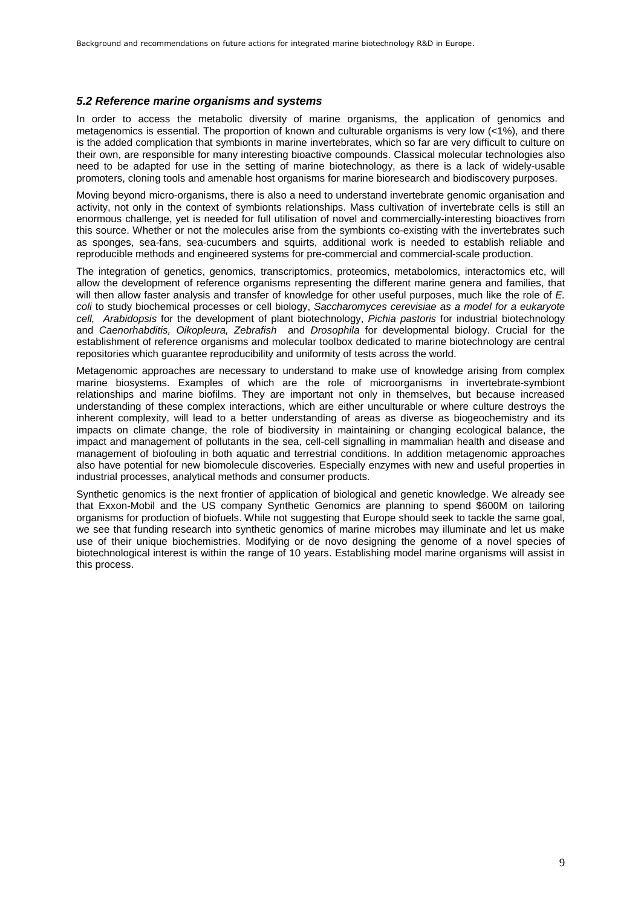### *5.2 Reference marine organisms and systems*

In order to access the metabolic diversity of marine organisms, the application of genomics and metagenomics is essential. The proportion of known and culturable organisms is very low (<1%), and there is the added complication that symbionts in marine invertebrates, which so far are very difficult to culture on their own, are responsible for many interesting bioactive compounds. Classical molecular technologies also need to be adapted for use in the setting of marine biotechnology, as there is a lack of widely-usable promoters, cloning tools and amenable host organisms for marine bioresearch and biodiscovery purposes.

Moving beyond micro-organisms, there is also a need to understand invertebrate genomic organisation and activity, not only in the context of symbionts relationships. Mass cultivation of invertebrate cells is still an enormous challenge, yet is needed for full utilisation of novel and commercially-interesting bioactives from this source. Whether or not the molecules arise from the symbionts co-existing with the invertebrates such as sponges, sea-fans, sea-cucumbers and squirts, additional work is needed to establish reliable and reproducible methods and engineered systems for pre-commercial and commercial-scale production.

The integration of genetics, genomics, transcriptomics, proteomics, metabolomics, interactomics etc, will allow the development of reference organisms representing the different marine genera and families, that will then allow faster analysis and transfer of knowledge for other useful purposes, much like the role of *E. coli* to study biochemical processes or cell biology, *Saccharomyces cerevisiae as a model for a eukaryote cell, Arabidopsis* for the development of plant biotechnology, *Pichia pastoris* for industrial biotechnology and *Caenorhabditis, Oikopleura, Zebrafish* and *Drosophila* for developmental biology. Crucial for the establishment of reference organisms and molecular toolbox dedicated to marine biotechnology are central repositories which guarantee reproducibility and uniformity of tests across the world.

Metagenomic approaches are necessary to understand to make use of knowledge arising from complex marine biosystems. Examples of which are the role of microorganisms in invertebrate-symbiont relationships and marine biofilms. They are important not only in themselves, but because increased understanding of these complex interactions, which are either unculturable or where culture destroys the inherent complexity, will lead to a better understanding of areas as diverse as biogeochemistry and its impacts on climate change, the role of biodiversity in maintaining or changing ecological balance, the impact and management of pollutants in the sea, cell-cell signalling in mammalian health and disease and management of biofouling in both aquatic and terrestrial conditions. In addition metagenomic approaches also have potential for new biomolecule discoveries. Especially enzymes with new and useful properties in industrial processes, analytical methods and consumer products.

Synthetic genomics is the next frontier of application of biological and genetic knowledge. We already see that Exxon-Mobil and the US company Synthetic Genomics are planning to spend $600M on tailoring organisms for production of biofuels. While not suggesting that Europe should seek to tackle the same goal, we see that funding research into synthetic genomics of marine microbes may illuminate and let us make use of their unique biochemistries. Modifying or de novo designing the genome of a novel species of biotechnological interest is within the range of 10 years. Establishing model marine organisms will assist in this process.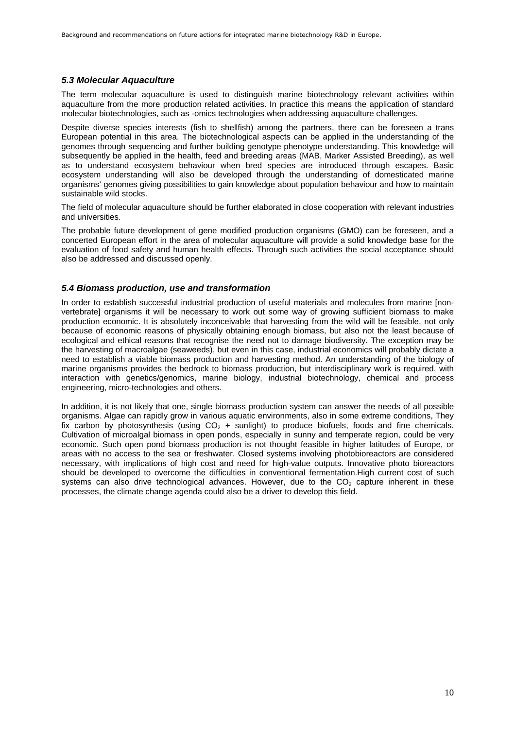### *5.3 Molecular Aquaculture*

The term molecular aquaculture is used to distinguish marine biotechnology relevant activities within aquaculture from the more production related activities. In practice this means the application of standard molecular biotechnologies, such as -omics technologies when addressing aquaculture challenges.

Despite diverse species interests (fish to shellfish) among the partners, there can be foreseen a trans European potential in this area. The biotechnological aspects can be applied in the understanding of the genomes through sequencing and further building genotype phenotype understanding. This knowledge will subsequently be applied in the health, feed and breeding areas (MAB, Marker Assisted Breeding), as well as to understand ecosystem behaviour when bred species are introduced through escapes. Basic ecosystem understanding will also be developed through the understanding of domesticated marine organisms' genomes giving possibilities to gain knowledge about population behaviour and how to maintain sustainable wild stocks.

The field of molecular aquaculture should be further elaborated in close cooperation with relevant industries and universities.

The probable future development of gene modified production organisms (GMO) can be foreseen, and a concerted European effort in the area of molecular aquaculture will provide a solid knowledge base for the evaluation of food safety and human health effects. Through such activities the social acceptance should also be addressed and discussed openly.

### *5.4 Biomass production, use and transformation*

In order to establish successful industrial production of useful materials and molecules from marine [non-vertebrate] organisms it will be necessary to work out some way of growing sufficient biomass to make production economic. It is absolutely inconceivable that harvesting from the wild will be feasible, not only because of economic reasons of physically obtaining enough biomass, but also not the least because of ecological and ethical reasons that recognise the need not to damage biodiversity. The exception may be the harvesting of macroalgae (seaweeds), but even in this case, industrial economics will probably dictate a need to establish a viable biomass production and harvesting method. An understanding of the biology of marine organisms provides the bedrock to biomass production, but interdisciplinary work is required, with interaction with genetics/genomics, marine biology, industrial biotechnology, chemical and process engineering, micro-technologies and others.

In addition, it is not likely that one, single biomass production system can answer the needs of all possible organisms. Algae can rapidly grow in various aquatic environments, also in some extreme conditions, They fix carbon by photosynthesis (using $CO_2$ + sunlight) to produce biofuels, foods and fine chemicals. Cultivation of microalgal biomass in open ponds, especially in sunny and temperate region, could be very economic. Such open pond biomass production is not thought feasible in higher latitudes of Europe, or areas with no access to the sea or freshwater. Closed systems involving photobioreactors are considered necessary, with implications of high cost and need for high-value outputs. Innovative photo bioreactors should be developed to overcome the difficulties in conventional fermentation.High current cost of such systems can also drive technological advances. However, due to the $CO_2$ capture inherent in these processes, the climate change agenda could also be a driver to develop this field.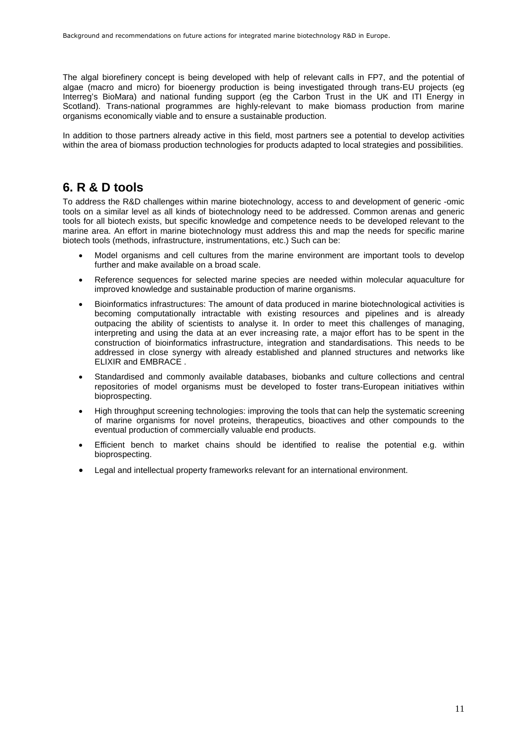The algal biorefinery concept is being developed with help of relevant calls in FP7, and the potential of algae (macro and micro) for bioenergy production is being investigated through trans-EU projects (eg Interreg's BioMara) and national funding support (eg the Carbon Trust in the UK and ITI Energy in Scotland). Trans-national programmes are highly-relevant to make biomass production from marine organisms economically viable and to ensure a sustainable production.

In addition to those partners already active in this field, most partners see a potential to develop activities within the area of biomass production technologies for products adapted to local strategies and possibilities.

## 6. R & D tools

To address the R&D challenges within marine biotechnology, access to and development of generic -omic tools on a similar level as all kinds of biotechnology need to be addressed. Common arenas and generic tools for all biotech exists, but specific knowledge and competence needs to be developed relevant to the marine area. An effort in marine biotechnology must address this and map the needs for specific marine biotech tools (methods, infrastructure, instrumentations, etc.) Such can be:

- Model organisms and cell cultures from the marine environment are important tools to develop further and make available on a broad scale.
- Reference sequences for selected marine species are needed within molecular aquaculture for improved knowledge and sustainable production of marine organisms.
- Bioinformatics infrastructures: The amount of data produced in marine biotechnological activities is becoming computationally intractable with existing resources and pipelines and is already outpacing the ability of scientists to analyse it. In order to meet this challenges of managing, interpreting and using the data at an ever increasing rate, a major effort has to be spent in the construction of bioinformatics infrastructure, integration and standardisations. This needs to be addressed in close synergy with already established and planned structures and networks like ELIXIR and EMBRACE .
- Standardised and commonly available databases, biobanks and culture collections and central repositories of model organisms must be developed to foster trans-European initiatives within bioprospecting.
- High throughput screening technologies: improving the tools that can help the systematic screening of marine organisms for novel proteins, therapeutics, bioactives and other compounds to the eventual production of commercially valuable end products.
- Efficient bench to market chains should be identified to realise the potential e.g. within bioprospecting.
- Legal and intellectual property frameworks relevant for an international environment.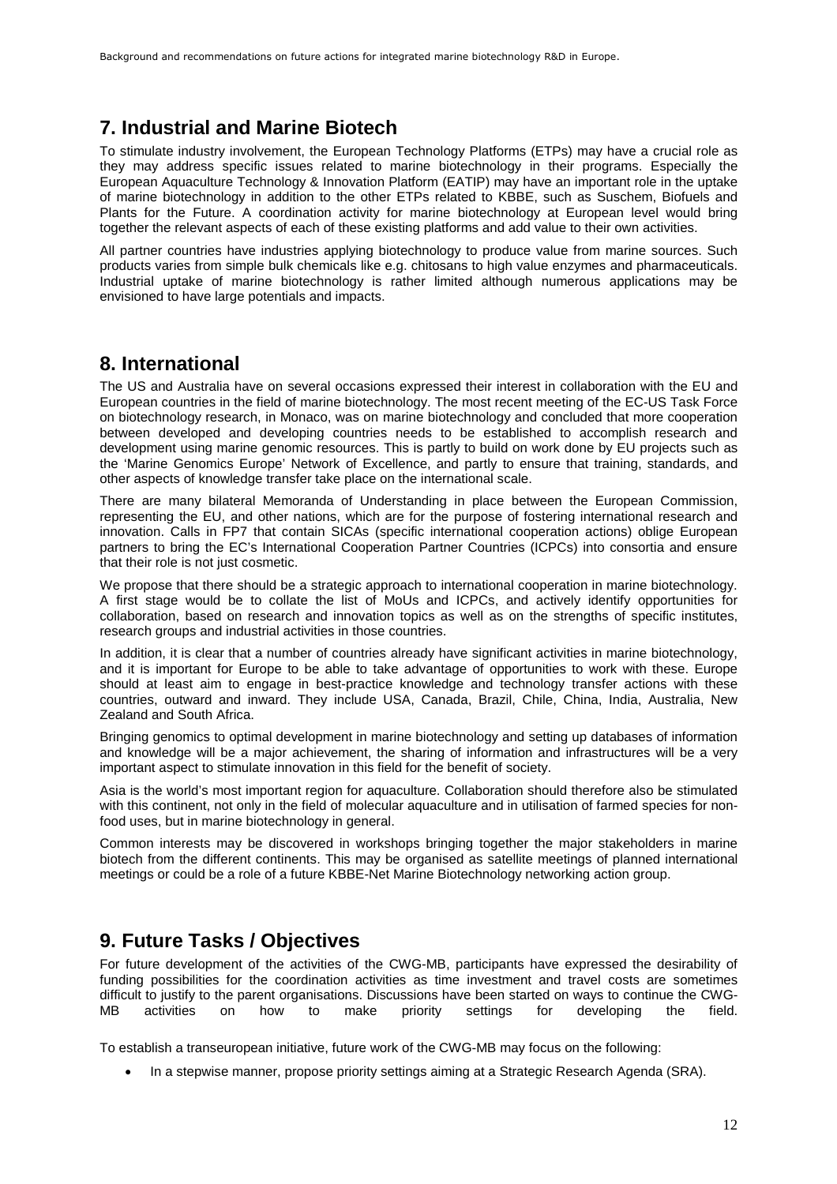## 7. Industrial and Marine Biotech

To stimulate industry involvement, the European Technology Platforms (ETPs) may have a crucial role as they may address specific issues related to marine biotechnology in their programs. Especially the European Aquaculture Technology & Innovation Platform (EATIP) may have an important role in the uptake of marine biotechnology in addition to the other ETPs related to KBBE, such as Suschem, Biofuels and Plants for the Future. A coordination activity for marine biotechnology at European level would bring together the relevant aspects of each of these existing platforms and add value to their own activities.

All partner countries have industries applying biotechnology to produce value from marine sources. Such products varies from simple bulk chemicals like e.g. chitosans to high value enzymes and pharmaceuticals. Industrial uptake of marine biotechnology is rather limited although numerous applications may be envisioned to have large potentials and impacts.

## 8. International

The US and Australia have on several occasions expressed their interest in collaboration with the EU and European countries in the field of marine biotechnology. The most recent meeting of the EC-US Task Force on biotechnology research, in Monaco, was on marine biotechnology and concluded that more cooperation between developed and developing countries needs to be established to accomplish research and development using marine genomic resources. This is partly to build on work done by EU projects such as the 'Marine Genomics Europe' Network of Excellence, and partly to ensure that training, standards, and other aspects of knowledge transfer take place on the international scale.

There are many bilateral Memoranda of Understanding in place between the European Commission, representing the EU, and other nations, which are for the purpose of fostering international research and innovation. Calls in FP7 that contain SICAs (specific international cooperation actions) oblige European partners to bring the EC's International Cooperation Partner Countries (ICPCs) into consortia and ensure that their role is not just cosmetic.

We propose that there should be a strategic approach to international cooperation in marine biotechnology. A first stage would be to collate the list of MoUs and ICPCs, and actively identify opportunities for collaboration, based on research and innovation topics as well as on the strengths of specific institutes, research groups and industrial activities in those countries.

In addition, it is clear that a number of countries already have significant activities in marine biotechnology, and it is important for Europe to be able to take advantage of opportunities to work with these. Europe should at least aim to engage in best-practice knowledge and technology transfer actions with these countries, outward and inward. They include USA, Canada, Brazil, Chile, China, India, Australia, New Zealand and South Africa.

Bringing genomics to optimal development in marine biotechnology and setting up databases of information and knowledge will be a major achievement, the sharing of information and infrastructures will be a very important aspect to stimulate innovation in this field for the benefit of society.

Asia is the world's most important region for aquaculture. Collaboration should therefore also be stimulated with this continent, not only in the field of molecular aquaculture and in utilisation of farmed species for non-food uses, but in marine biotechnology in general.

Common interests may be discovered in workshops bringing together the major stakeholders in marine biotech from the different continents. This may be organised as satellite meetings of planned international meetings or could be a role of a future KBBE-Net Marine Biotechnology networking action group.

## 9. Future Tasks / Objectives

For future development of the activities of the CWG-MB, participants have expressed the desirability of funding possibilities for the coordination activities as time investment and travel costs are sometimes difficult to justify to the parent organisations. Discussions have been started on ways to continue the CWG-MB activities on how to make priority settings for developing the field.

To establish a transeuropean initiative, future work of the CWG-MB may focus on the following:

- In a stepwise manner, propose priority settings aiming at a Strategic Research Agenda (SRA).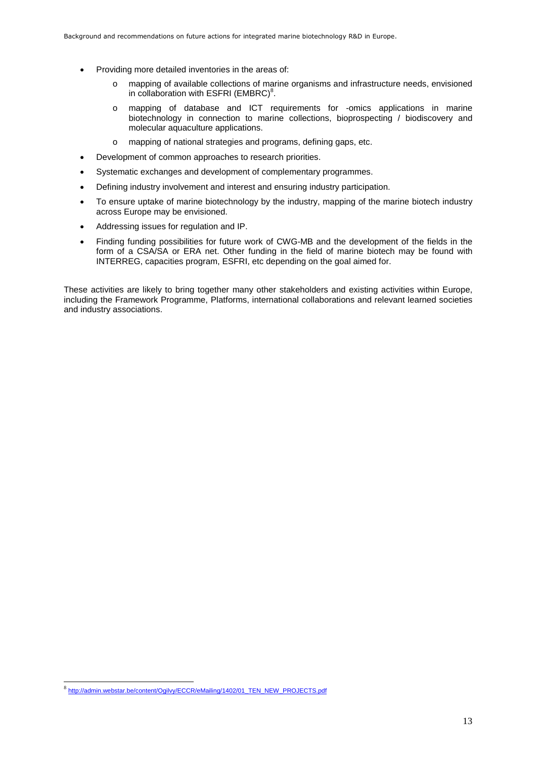- Providing more detailed inventories in the areas of:
  - mapping of available collections of marine organisms and infrastructure needs, envisioned in collaboration with ESFRI (EMBRC)[8].
  - mapping of database and ICT requirements for -omics applications in marine biotechnology in connection to marine collections, bioprospecting / biodiscovery and molecular aquaculture applications.
  - mapping of national strategies and programs, defining gaps, etc.
- Development of common approaches to research priorities.
- Systematic exchanges and development of complementary programmes.
- Defining industry involvement and interest and ensuring industry participation.
- To ensure uptake of marine biotechnology by the industry, mapping of the marine biotech industry across Europe may be envisioned.
- Addressing issues for regulation and IP.
- Finding funding possibilities for future work of CWG-MB and the development of the fields in the form of a CSA/SA or ERA net. Other funding in the field of marine biotech may be found with INTERREG, capacities program, ESFRI, etc depending on the goal aimed for.

These activities are likely to bring together many other stakeholders and existing activities within Europe, including the Framework Programme, Platforms, international collaborations and relevant learned societies and industry associations.

---

[8] http://admin.webstar.be/content/Ogilvy/ECCR/eMailing/1402/01_TEN_NEW_PROJECTS.pdf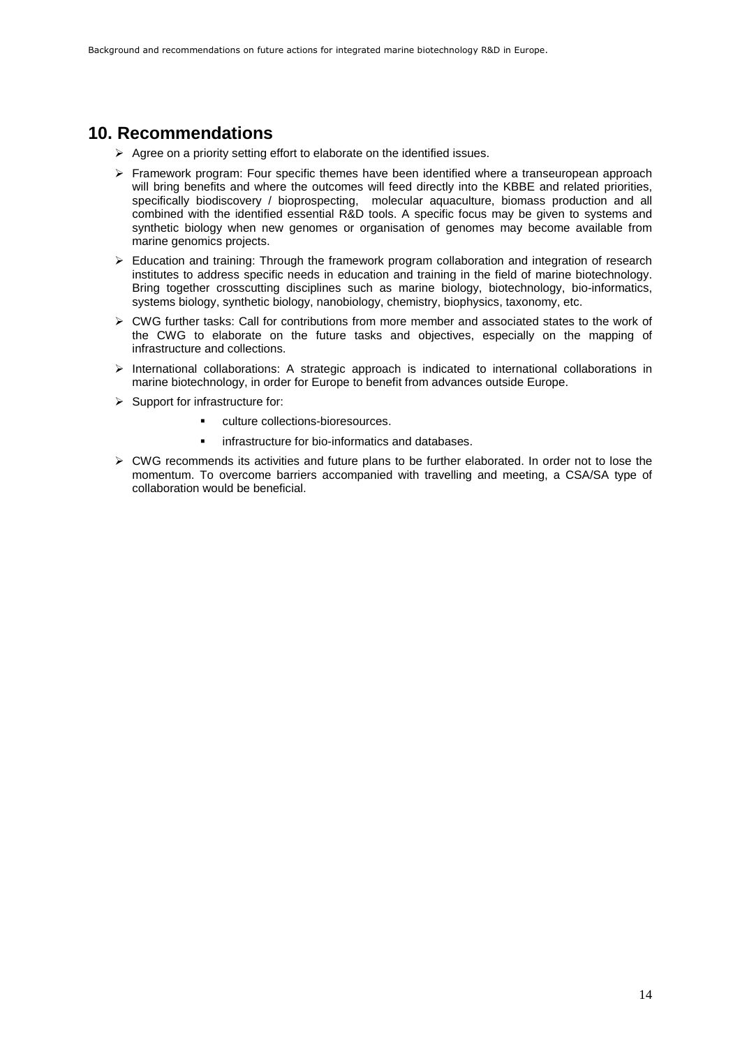## 10. Recommendations

- Agree on a priority setting effort to elaborate on the identified issues.
- Framework program: Four specific themes have been identified where a transeuropean approach will bring benefits and where the outcomes will feed directly into the KBBE and related priorities, specifically biodiscovery / bioprospecting, molecular aquaculture, biomass production and all combined with the identified essential R&D tools. A specific focus may be given to systems and synthetic biology when new genomes or organisation of genomes may become available from marine genomics projects.
- Education and training: Through the framework program collaboration and integration of research institutes to address specific needs in education and training in the field of marine biotechnology. Bring together crosscutting disciplines such as marine biology, biotechnology, bio-informatics, systems biology, synthetic biology, nanobiology, chemistry, biophysics, taxonomy, etc.
- CWG further tasks: Call for contributions from more member and associated states to the work of the CWG to elaborate on the future tasks and objectives, especially on the mapping of infrastructure and collections.
- International collaborations: A strategic approach is indicated to international collaborations in marine biotechnology, in order for Europe to benefit from advances outside Europe.
- Support for infrastructure for:
  - culture collections-bioresources.
  - infrastructure for bio-informatics and databases.
- CWG recommends its activities and future plans to be further elaborated. In order not to lose the momentum. To overcome barriers accompanied with travelling and meeting, a CSA/SA type of collaboration would be beneficial.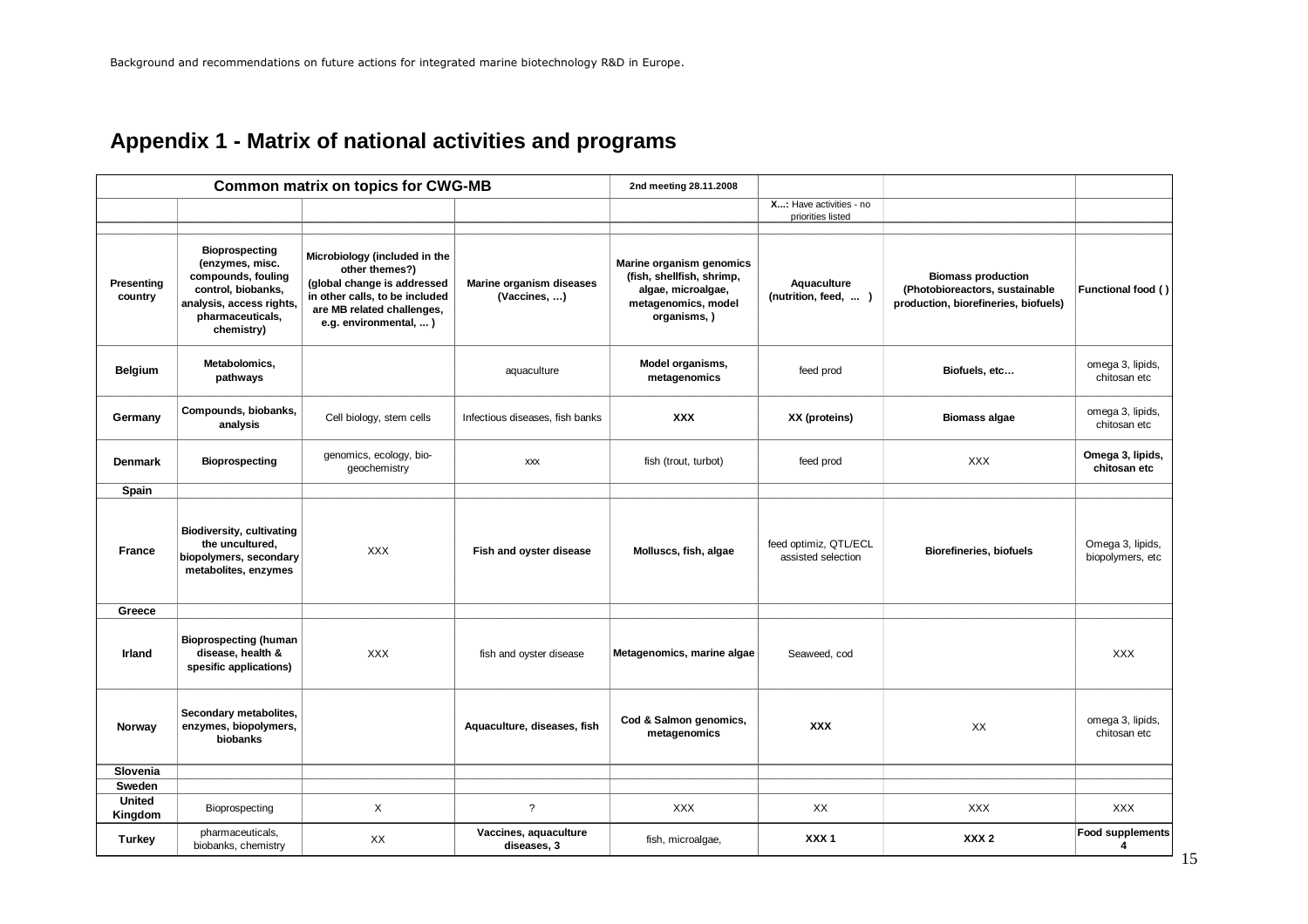## Appendix 1 - Matrix of national activities and programs

| Common matrix on topics for CWG-MB | | | | 2nd meeting 28.11.2008 | | | |
|---|---|---|---|---|---|---|---|
| | | | | | **X...:** Have activities - no priorities listed | | |
| **Presenting country** | **Bioprospecting (enzymes, misc. compounds, fouling control, biobanks, analysis, access rights, pharmaceuticals, chemistry)** | **Microbiology (included in the other themes?) (global change is addressed in other calls, to be included are MB related challenges, e.g. environmental, ... )** | **Marine organism diseases (Vaccines, ...)** | **Marine organism genomics (fish, shellfish, shrimp, algae, microalgae, metagenomics, model organisms, )** | **Aquaculture (nutrition, feed, ... )** | **Biomass production (Photobioreactors, sustainable production, biorefineries, biofuels)** | **Functional food ( )** |
| **Belgium** | **Metabolomics, pathways** | | aquaculture | **Model organisms, metagenomics** | feed prod | **Biofuels, etc...** | omega 3, lipids, chitosan etc |
| **Germany** | **Compounds, biobanks, analysis** | Cell biology, stem cells | Infectious diseases, fish banks | **XXX** | **XX (proteins)** | **Biomass algae** | omega 3, lipids, chitosan etc |
| **Denmark** | **Bioprospecting** | genomics, ecology, bio-geochemistry | xxx | fish (trout, turbot) | feed prod | XXX | **Omega 3, lipids, chitosan etc** |
| **Spain** | | | | | | | |
| **France** | **Biodiversity, cultivating the uncultured, biopolymers, secondary metabolites, enzymes** | XXX | **Fish and oyster disease** | **Molluscs, fish, algae** | feed optimiz, QTL/ECL assisted selection | **Biorefineries, biofuels** | Omega 3, lipids, biopolymers, etc |
| **Greece** | | | | | | | |
| **Irland** | **Bioprospecting (human disease, health & spesific applications)** | XXX | fish and oyster disease | **Metagenomics, marine algae** | Seaweed, cod | | XXX |
| **Norway** | **Secondary metabolites, enzymes, biopolymers, biobanks** | | **Aquaculture, diseases, fish** | **Cod & Salmon genomics, metagenomics** | **XXX** | XX | omega 3, lipids, chitosan etc |
| **Slovenia** | | | | | | | |
| **Sweden** | | | | | | | |
| **United Kingdom** | Bioprospecting | X | ? | XXX | XX | XXX | XXX |
| **Turkey** | pharmaceuticals, biobanks, chemistry | XX | **Vaccines, aquaculture diseases, 3** | fish, microalgae, | **XXX 1** | **XXX 2** | **Food supplements 4** |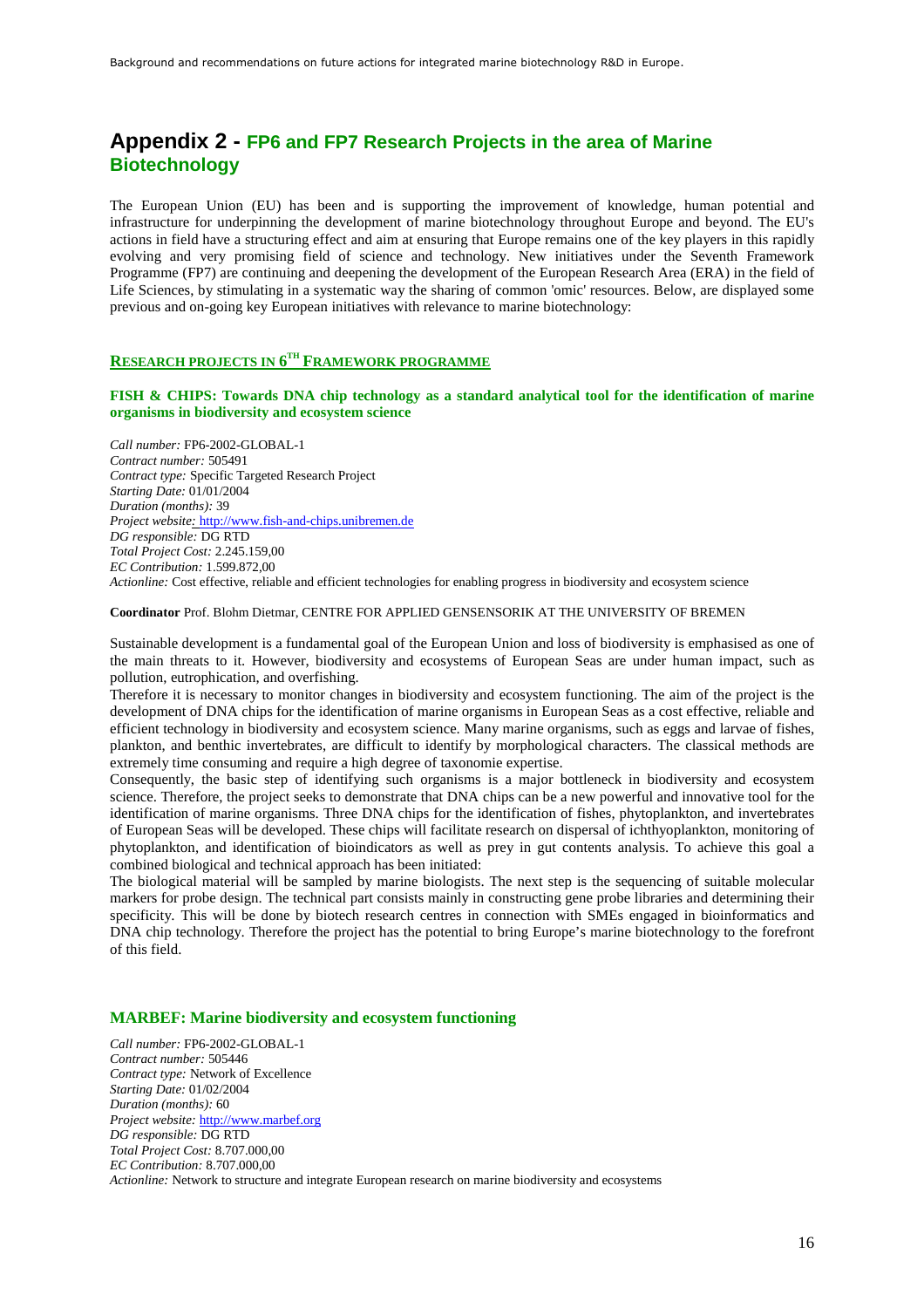# Appendix 2 - FP6 and FP7 Research Projects in the area of Marine Biotechnology

The European Union (EU) has been and is supporting the improvement of knowledge, human potential and infrastructure for underpinning the development of marine biotechnology throughout Europe and beyond. The EU's actions in field have a structuring effect and aim at ensuring that Europe remains one of the key players in this rapidly evolving and very promising field of science and technology. New initiatives under the Seventh Framework Programme (FP7) are continuing and deepening the development of the European Research Area (ERA) in the field of Life Sciences, by stimulating in a systematic way the sharing of common 'omic' resources. Below, are displayed some previous and on-going key European initiatives with relevance to marine biotechnology:

## RESEARCH PROJECTS IN 6TH FRAMEWORK PROGRAMME

### FISH & CHIPS: Towards DNA chip technology as a standard analytical tool for the identification of marine organisms in biodiversity and ecosystem science

*Call number:* FP6-2002-GLOBAL-1
*Contract number:* 505491
*Contract type:* Specific Targeted Research Project
*Starting Date:* 01/01/2004
*Duration (months):* 39
*Project website:* http://www.fish-and-chips.unibremen.de
*DG responsible:* DG RTD
*Total Project Cost:* 2.245.159,00
*EC Contribution:* 1.599.872,00
*Actionline:* Cost effective, reliable and efficient technologies for enabling progress in biodiversity and ecosystem science

**Coordinator** Prof. Blohm Dietmar, CENTRE FOR APPLIED GENSENSORIK AT THE UNIVERSITY OF BREMEN

Sustainable development is a fundamental goal of the European Union and loss of biodiversity is emphasised as one of the main threats to it. However, biodiversity and ecosystems of European Seas are under human impact, such as pollution, eutrophication, and overfishing.
Therefore it is necessary to monitor changes in biodiversity and ecosystem functioning. The aim of the project is the development of DNA chips for the identification of marine organisms in European Seas as a cost effective, reliable and efficient technology in biodiversity and ecosystem science. Many marine organisms, such as eggs and larvae of fishes, plankton, and benthic invertebrates, are difficult to identify by morphological characters. The classical methods are extremely time consuming and require a high degree of taxonomie expertise.
Consequently, the basic step of identifying such organisms is a major bottleneck in biodiversity and ecosystem science. Therefore, the project seeks to demonstrate that DNA chips can be a new powerful and innovative tool for the identification of marine organisms. Three DNA chips for the identification of fishes, phytoplankton, and invertebrates of European Seas will be developed. These chips will facilitate research on dispersal of ichthyoplankton, monitoring of phytoplankton, and identification of bioindicators as well as prey in gut contents analysis. To achieve this goal a combined biological and technical approach has been initiated:
The biological material will be sampled by marine biologists. The next step is the sequencing of suitable molecular markers for probe design. The technical part consists mainly in constructing gene probe libraries and determining their specificity. This will be done by biotech research centres in connection with SMEs engaged in bioinformatics and DNA chip technology. Therefore the project has the potential to bring Europe's marine biotechnology to the forefront of this field.

### MARBEF: Marine biodiversity and ecosystem functioning

*Call number:* FP6-2002-GLOBAL-1
*Contract number:* 505446
*Contract type:* Network of Excellence
*Starting Date:* 01/02/2004
*Duration (months):* 60
*Project website:* http://www.marbef.org
*DG responsible:* DG RTD
*Total Project Cost:* 8.707.000,00
*EC Contribution:* 8.707.000,00
*Actionline:* Network to structure and integrate European research on marine biodiversity and ecosystems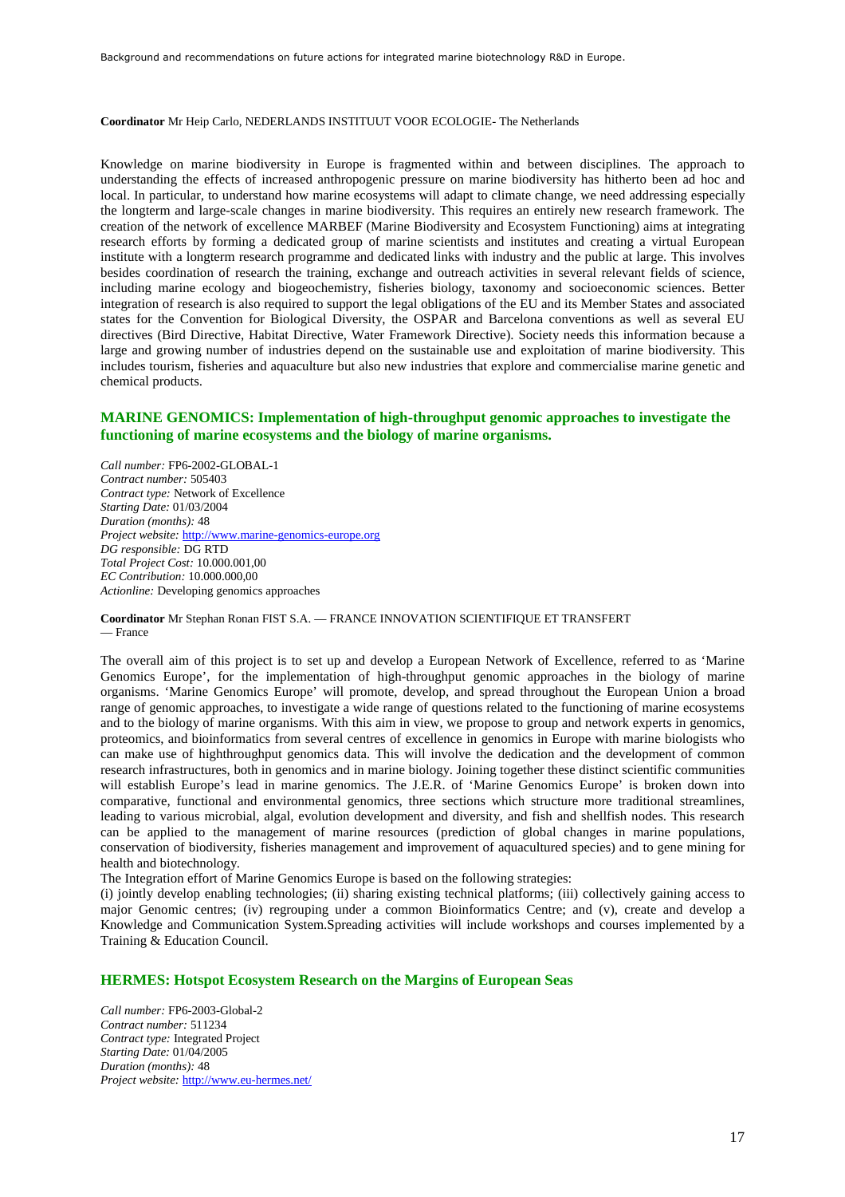**Coordinator** Mr Heip Carlo, NEDERLANDS INSTITUUT VOOR ECOLOGIE- The Netherlands

Knowledge on marine biodiversity in Europe is fragmented within and between disciplines. The approach to understanding the effects of increased anthropogenic pressure on marine biodiversity has hitherto been ad hoc and local. In particular, to understand how marine ecosystems will adapt to climate change, we need addressing especially the longterm and large-scale changes in marine biodiversity. This requires an entirely new research framework. The creation of the network of excellence MARBEF (Marine Biodiversity and Ecosystem Functioning) aims at integrating research efforts by forming a dedicated group of marine scientists and institutes and creating a virtual European institute with a longterm research programme and dedicated links with industry and the public at large. This involves besides coordination of research the training, exchange and outreach activities in several relevant fields of science, including marine ecology and biogeochemistry, fisheries biology, taxonomy and socioeconomic sciences. Better integration of research is also required to support the legal obligations of the EU and its Member States and associated states for the Convention for Biological Diversity, the OSPAR and Barcelona conventions as well as several EU directives (Bird Directive, Habitat Directive, Water Framework Directive). Society needs this information because a large and growing number of industries depend on the sustainable use and exploitation of marine biodiversity. This includes tourism, fisheries and aquaculture but also new industries that explore and commercialise marine genetic and chemical products.

## MARINE GENOMICS: Implementation of high-throughput genomic approaches to investigate the functioning of marine ecosystems and the biology of marine organisms.

*Call number:* FP6-2002-GLOBAL-1
*Contract number:* 505403
*Contract type:* Network of Excellence
*Starting Date:* 01/03/2004
*Duration (months):* 48
*Project website:* http://www.marine-genomics-europe.org
*DG responsible:* DG RTD
*Total Project Cost:* 10.000.001,00
*EC Contribution:* 10.000.000,00
*Actionline:* Developing genomics approaches

**Coordinator** Mr Stephan Ronan FIST S.A. — FRANCE INNOVATION SCIENTIFIQUE ET TRANSFERT — France

The overall aim of this project is to set up and develop a European Network of Excellence, referred to as 'Marine Genomics Europe', for the implementation of high-throughput genomic approaches in the biology of marine organisms. 'Marine Genomics Europe' will promote, develop, and spread throughout the European Union a broad range of genomic approaches, to investigate a wide range of questions related to the functioning of marine ecosystems and to the biology of marine organisms. With this aim in view, we propose to group and network experts in genomics, proteomics, and bioinformatics from several centres of excellence in genomics in Europe with marine biologists who can make use of highthroughput genomics data. This will involve the dedication and the development of common research infrastructures, both in genomics and in marine biology. Joining together these distinct scientific communities will establish Europe's lead in marine genomics. The J.E.R. of 'Marine Genomics Europe' is broken down into comparative, functional and environmental genomics, three sections which structure more traditional streamlines, leading to various microbial, algal, evolution development and diversity, and fish and shellfish nodes. This research can be applied to the management of marine resources (prediction of global changes in marine populations, conservation of biodiversity, fisheries management and improvement of aquacultured species) and to gene mining for health and biotechnology.
The Integration effort of Marine Genomics Europe is based on the following strategies:
(i) jointly develop enabling technologies; (ii) sharing existing technical platforms; (iii) collectively gaining access to major Genomic centres; (iv) regrouping under a common Bioinformatics Centre; and (v), create and develop a Knowledge and Communication System.Spreading activities will include workshops and courses implemented by a Training & Education Council.

## HERMES: Hotspot Ecosystem Research on the Margins of European Seas

*Call number:* FP6-2003-Global-2
*Contract number:* 511234
*Contract type:* Integrated Project
*Starting Date:* 01/04/2005
*Duration (months):* 48
*Project website:* http://www.eu-hermes.net/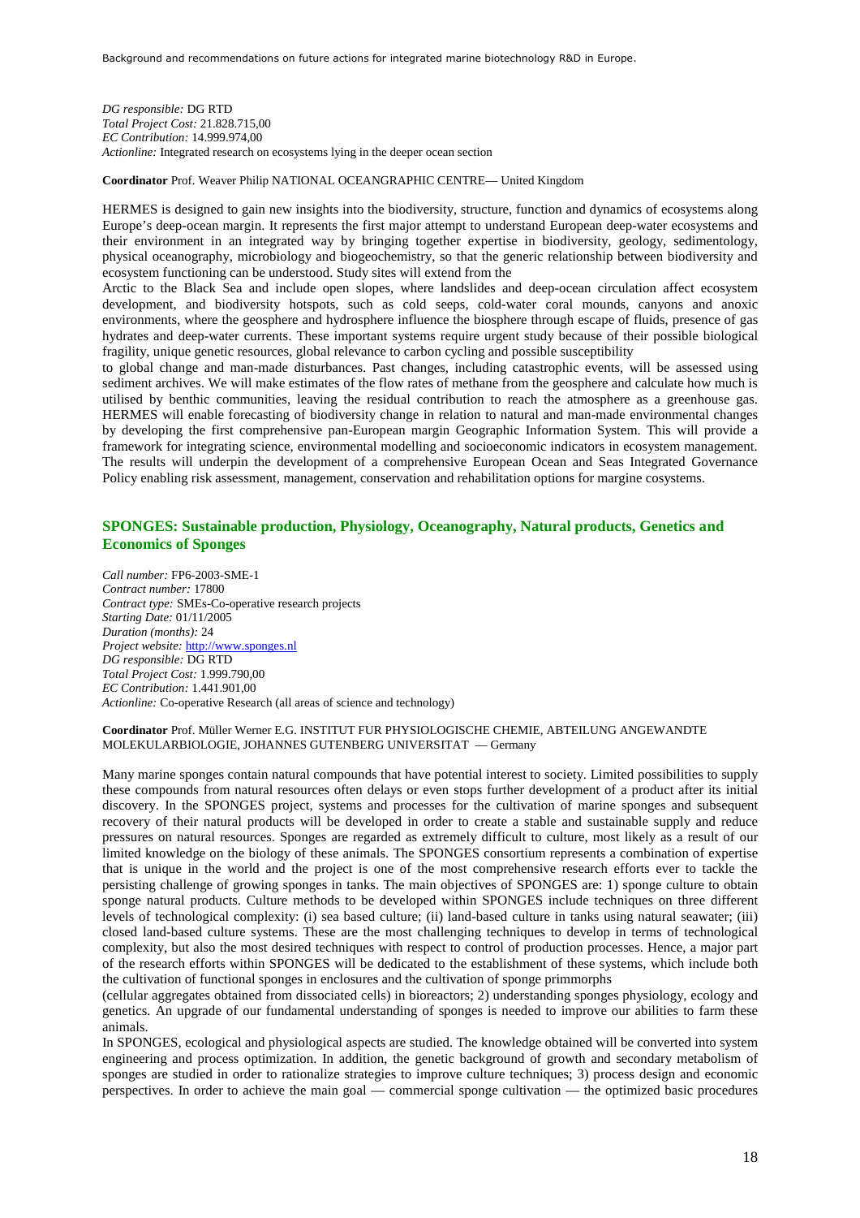*DG responsible:* DG RTD
*Total Project Cost:* 21.828.715,00
*EC Contribution:* 14.999.974,00
*Actionline:* Integrated research on ecosystems lying in the deeper ocean section

**Coordinator** Prof. Weaver Philip NATIONAL OCEANGRAPHIC CENTRE— United Kingdom

HERMES is designed to gain new insights into the biodiversity, structure, function and dynamics of ecosystems along Europe's deep-ocean margin. It represents the first major attempt to understand European deep-water ecosystems and their environment in an integrated way by bringing together expertise in biodiversity, geology, sedimentology, physical oceanography, microbiology and biogeochemistry, so that the generic relationship between biodiversity and ecosystem functioning can be understood. Study sites will extend from the
Arctic to the Black Sea and include open slopes, where landslides and deep-ocean circulation affect ecosystem development, and biodiversity hotspots, such as cold seeps, cold-water coral mounds, canyons and anoxic environments, where the geosphere and hydrosphere influence the biosphere through escape of fluids, presence of gas hydrates and deep-water currents. These important systems require urgent study because of their possible biological fragility, unique genetic resources, global relevance to carbon cycling and possible susceptibility
to global change and man-made disturbances. Past changes, including catastrophic events, will be assessed using sediment archives. We will make estimates of the flow rates of methane from the geosphere and calculate how much is utilised by benthic communities, leaving the residual contribution to reach the atmosphere as a greenhouse gas. HERMES will enable forecasting of biodiversity change in relation to natural and man-made environmental changes by developing the first comprehensive pan-European margin Geographic Information System. This will provide a framework for integrating science, environmental modelling and socioeconomic indicators in ecosystem management. The results will underpin the development of a comprehensive European Ocean and Seas Integrated Governance Policy enabling risk assessment, management, conservation and rehabilitation options for margine cosystems.

## SPONGES: Sustainable production, Physiology, Oceanography, Natural products, Genetics and Economics of Sponges

*Call number:* FP6-2003-SME-1
*Contract number:* 17800
*Contract type:* SMEs-Co-operative research projects
*Starting Date:* 01/11/2005
*Duration (months):* 24
*Project website:* http://www.sponges.nl
*DG responsible:* DG RTD
*Total Project Cost:* 1.999.790,00
*EC Contribution:* 1.441.901,00
*Actionline:* Co-operative Research (all areas of science and technology)

**Coordinator** Prof. Müller Werner E.G. INSTITUT FUR PHYSIOLOGISCHE CHEMIE, ABTEILUNG ANGEWANDTE MOLEKULARBIOLOGIE, JOHANNES GUTENBERG UNIVERSITAT — Germany

Many marine sponges contain natural compounds that have potential interest to society. Limited possibilities to supply these compounds from natural resources often delays or even stops further development of a product after its initial discovery. In the SPONGES project, systems and processes for the cultivation of marine sponges and subsequent recovery of their natural products will be developed in order to create a stable and sustainable supply and reduce pressures on natural resources. Sponges are regarded as extremely difficult to culture, most likely as a result of our limited knowledge on the biology of these animals. The SPONGES consortium represents a combination of expertise that is unique in the world and the project is one of the most comprehensive research efforts ever to tackle the persisting challenge of growing sponges in tanks. The main objectives of SPONGES are: 1) sponge culture to obtain sponge natural products. Culture methods to be developed within SPONGES include techniques on three different levels of technological complexity: (i) sea based culture; (ii) land-based culture in tanks using natural seawater; (iii) closed land-based culture systems. These are the most challenging techniques to develop in terms of technological complexity, but also the most desired techniques with respect to control of production processes. Hence, a major part of the research efforts within SPONGES will be dedicated to the establishment of these systems, which include both the cultivation of functional sponges in enclosures and the cultivation of sponge primmorphs
(cellular aggregates obtained from dissociated cells) in bioreactors; 2) understanding sponges physiology, ecology and genetics. An upgrade of our fundamental understanding of sponges is needed to improve our abilities to farm these animals.
In SPONGES, ecological and physiological aspects are studied. The knowledge obtained will be converted into system engineering and process optimization. In addition, the genetic background of growth and secondary metabolism of sponges are studied in order to rationalize strategies to improve culture techniques; 3) process design and economic perspectives. In order to achieve the main goal — commercial sponge cultivation — the optimized basic procedures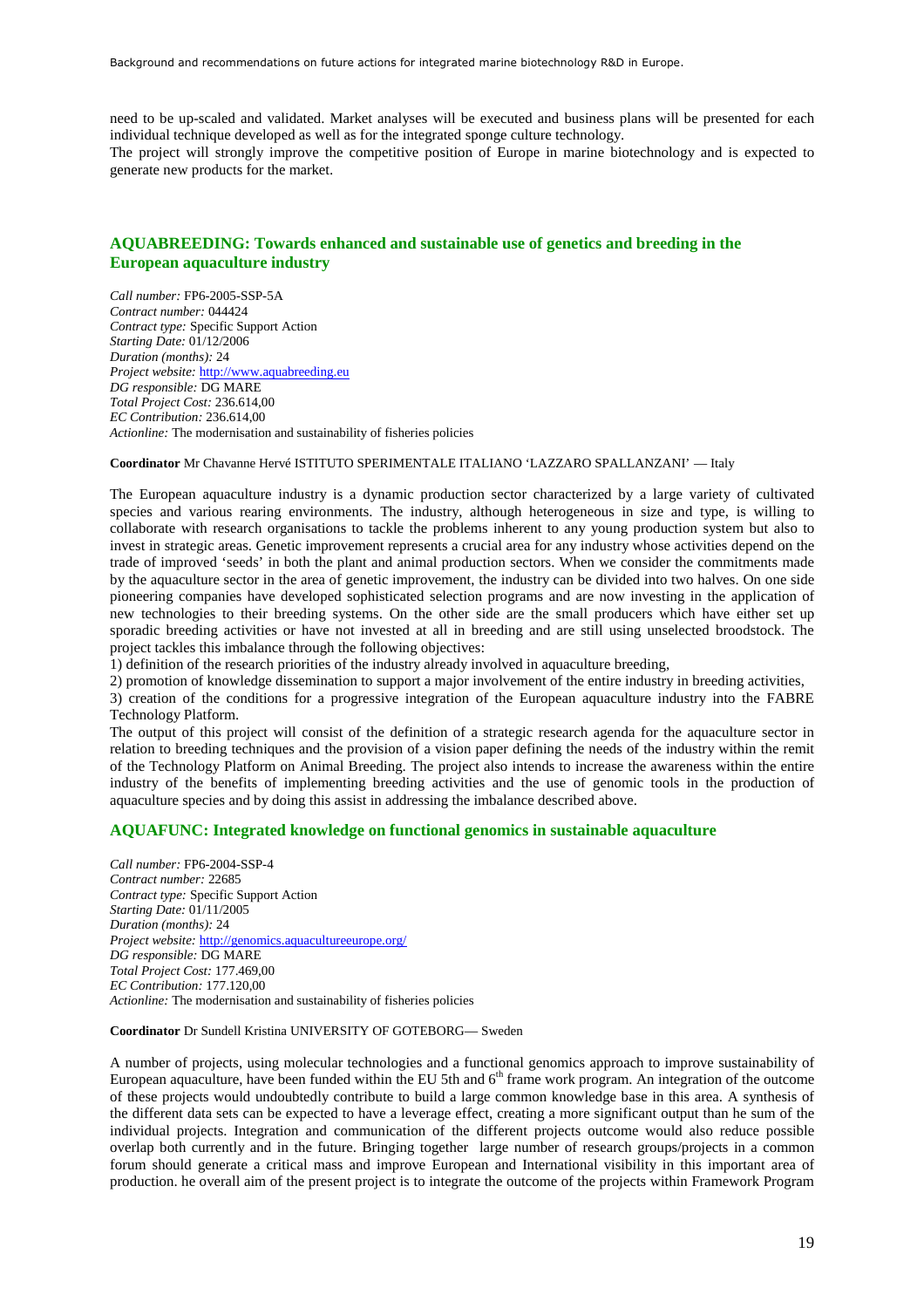need to be up-scaled and validated. Market analyses will be executed and business plans will be presented for each individual technique developed as well as for the integrated sponge culture technology.
The project will strongly improve the competitive position of Europe in marine biotechnology and is expected to generate new products for the market.

## AQUABREEDING: Towards enhanced and sustainable use of genetics and breeding in the European aquaculture industry

*Call number:* FP6-2005-SSP-5A
*Contract number:* 044424
*Contract type:* Specific Support Action
*Starting Date:* 01/12/2006
*Duration (months):* 24
*Project website:* [http://www.aquabreeding.eu](http://www.aquabreeding.eu)
*DG responsible:* DG MARE
*Total Project Cost:* 236.614,00
*EC Contribution:* 236.614,00
*Actionline:* The modernisation and sustainability of fisheries policies

**Coordinator** Mr Chavanne Hervé ISTITUTO SPERIMENTALE ITALIANO 'LAZZARO SPALLANZANI' — Italy

The European aquaculture industry is a dynamic production sector characterized by a large variety of cultivated species and various rearing environments. The industry, although heterogeneous in size and type, is willing to collaborate with research organisations to tackle the problems inherent to any young production system but also to invest in strategic areas. Genetic improvement represents a crucial area for any industry whose activities depend on the trade of improved 'seeds' in both the plant and animal production sectors. When we consider the commitments made by the aquaculture sector in the area of genetic improvement, the industry can be divided into two halves. On one side pioneering companies have developed sophisticated selection programs and are now investing in the application of new technologies to their breeding systems. On the other side are the small producers which have either set up sporadic breeding activities or have not invested at all in breeding and are still using unselected broodstock. The project tackles this imbalance through the following objectives:
1) definition of the research priorities of the industry already involved in aquaculture breeding,
2) promotion of knowledge dissemination to support a major involvement of the entire industry in breeding activities,
3) creation of the conditions for a progressive integration of the European aquaculture industry into the FABRE Technology Platform.
The output of this project will consist of the definition of a strategic research agenda for the aquaculture sector in relation to breeding techniques and the provision of a vision paper defining the needs of the industry within the remit of the Technology Platform on Animal Breeding. The project also intends to increase the awareness within the entire industry of the benefits of implementing breeding activities and the use of genomic tools in the production of aquaculture species and by doing this assist in addressing the imbalance described above.

## AQUAFUNC: Integrated knowledge on functional genomics in sustainable aquaculture

*Call number:* FP6-2004-SSP-4
*Contract number:* 22685
*Contract type:* Specific Support Action
*Starting Date:* 01/11/2005
*Duration (months):* 24
*Project website:* [http://genomics.aquacultureeurope.org/](http://genomics.aquacultureeurope.org/)
*DG responsible:* DG MARE
*Total Project Cost:* 177.469,00
*EC Contribution:* 177.120,00
*Actionline:* The modernisation and sustainability of fisheries policies

**Coordinator** Dr Sundell Kristina UNIVERSITY OF GOTEBORG— Sweden

A number of projects, using molecular technologies and a functional genomics approach to improve sustainability of European aquaculture, have been funded within the EU 5th and 6th frame work program. An integration of the outcome of these projects would undoubtedly contribute to build a large common knowledge base in this area. A synthesis of the different data sets can be expected to have a leverage effect, creating a more significant output than he sum of the individual projects. Integration and communication of the different projects outcome would also reduce possible overlap both currently and in the future. Bringing together large number of research groups/projects in a common forum should generate a critical mass and improve European and International visibility in this important area of production. he overall aim of the present project is to integrate the outcome of the projects within Framework Program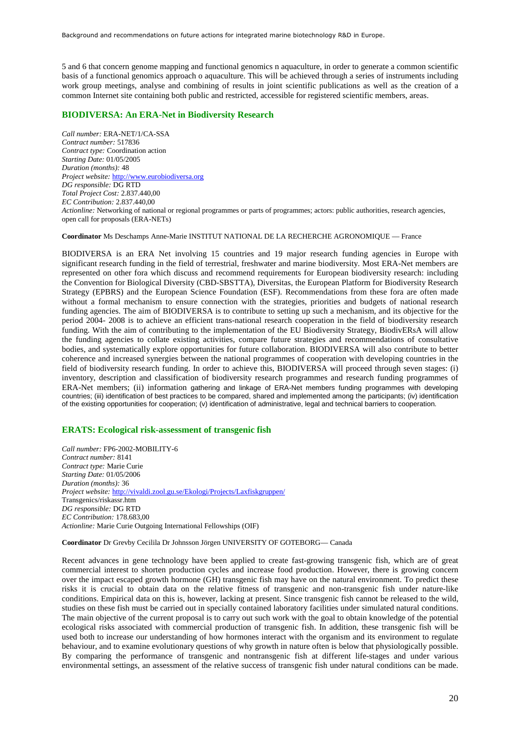5 and 6 that concern genome mapping and functional genomics n aquaculture, in order to generate a common scientific basis of a functional genomics approach o aquaculture. This will be achieved through a series of instruments including work group meetings, analyse and combining of results in joint scientific publications as well as the creation of a common Internet site containing both public and restricted, accessible for registered scientific members, areas.

### BIODIVERSA: An ERA-Net in Biodiversity Research

*Call number:* ERA-NET/1/CA-SSA
*Contract number:* 517836
*Contract type:* Coordination action
*Starting Date:* 01/05/2005
*Duration (months):* 48
*Project website:* http://www.eurobiodiversa.org
*DG responsible:* DG RTD
*Total Project Cost:* 2.837.440,00
*EC Contribution:* 2.837.440,00
*Actionline:* Networking of national or regional programmes or parts of programmes; actors: public authorities, research agencies, open call for proposals (ERA-NETs)

**Coordinator** Ms Deschamps Anne-Marie INSTITUT NATIONAL DE LA RECHERCHE AGRONOMIQUE — France

BIODIVERSA is an ERA Net involving 15 countries and 19 major research funding agencies in Europe with significant research funding in the field of terrestrial, freshwater and marine biodiversity. Most ERA-Net members are represented on other fora which discuss and recommend requirements for European biodiversity research: including the Convention for Biological Diversity (CBD-SBSTTA), Diversitas, the European Platform for Biodiversity Research Strategy (EPBRS) and the European Science Foundation (ESF). Recommendations from these fora are often made without a formal mechanism to ensure connection with the strategies, priorities and budgets of national research funding agencies. The aim of BIODIVERSA is to contribute to setting up such a mechanism, and its objective for the period 2004- 2008 is to achieve an efficient trans-national research cooperation in the field of biodiversity research funding. With the aim of contributing to the implementation of the EU Biodiversity Strategy, BiodivERsA will allow the funding agencies to collate existing activities, compare future strategies and recommendations of consultative bodies, and systematically explore opportunities for future collaboration. BIODIVERSA will also contribute to better coherence and increased synergies between the national programmes of cooperation with developing countries in the field of biodiversity research funding. In order to achieve this, BIODIVERSA will proceed through seven stages: (i) inventory, description and classification of biodiversity research programmes and research funding programmes of ERA-Net members; (ii) information gathering and linkage of ERA-Net members funding programmes with developing countries; (iii) identification of best practices to be compared, shared and implemented among the participants; (iv) identification of the existing opportunities for cooperation; (v) identification of administrative, legal and technical barriers to cooperation.

### ERATS: Ecological risk-assessment of transgenic fish

*Call number:* FP6-2002-MOBILITY-6
*Contract number:* 8141
*Contract type:* Marie Curie
*Starting Date:* 01/05/2006
*Duration (months):* 36
*Project website:* http://vivaldi.zool.gu.se/Ekologi/Projects/Laxfiskgruppen/
Transgenics/riskassr.htm
*DG responsible:* DG RTD
*EC Contribution:* 178.683,00
*Actionline:* Marie Curie Outgoing International Fellowships (OIF)

**Coordinator** Dr Grevby Cecilila Dr Johnsson Jörgen UNIVERSITY OF GOTEBORG— Canada

Recent advances in gene technology have been applied to create fast-growing transgenic fish, which are of great commercial interest to shorten production cycles and increase food production. However, there is growing concern over the impact escaped growth hormone (GH) transgenic fish may have on the natural environment. To predict these risks it is crucial to obtain data on the relative fitness of transgenic and non-transgenic fish under nature-like conditions. Empirical data on this is, however, lacking at present. Since transgenic fish cannot be released to the wild, studies on these fish must be carried out in specially contained laboratory facilities under simulated natural conditions. The main objective of the current proposal is to carry out such work with the goal to obtain knowledge of the potential ecological risks associated with commercial production of transgenic fish. In addition, these transgenic fish will be used both to increase our understanding of how hormones interact with the organism and its environment to regulate behaviour, and to examine evolutionary questions of why growth in nature often is below that physiologically possible. By comparing the performance of transgenic and nontransgenic fish at different life-stages and under various environmental settings, an assessment of the relative success of transgenic fish under natural conditions can be made.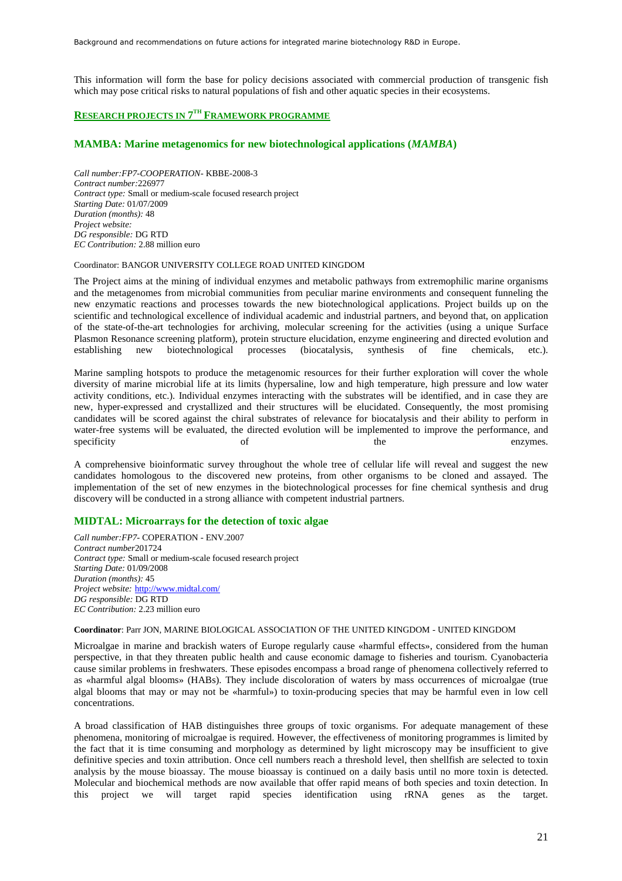This information will form the base for policy decisions associated with commercial production of transgenic fish which may pose critical risks to natural populations of fish and other aquatic species in their ecosystems.

## RESEARCH PROJECTS IN 7TH FRAMEWORK PROGRAMME

### MAMBA: Marine metagenomics for new biotechnological applications (*MAMBA*)

*Call number:FP7-COOPERATION-* KBBE-2008-3
*Contract number:*226977
*Contract type:* Small or medium-scale focused research project
*Starting Date:* 01/07/2009
*Duration (months):* 48
*Project website:*
*DG responsible:* DG RTD
*EC Contribution:* 2.88 million euro

Coordinator: BANGOR UNIVERSITY COLLEGE ROAD UNITED KINGDOM

The Project aims at the mining of individual enzymes and metabolic pathways from extremophilic marine organisms and the metagenomes from microbial communities from peculiar marine environments and consequent funneling the new enzymatic reactions and processes towards the new biotechnological applications. Project builds up on the scientific and technological excellence of individual academic and industrial partners, and beyond that, on application of the state-of-the-art technologies for archiving, molecular screening for the activities (using a unique Surface Plasmon Resonance screening platform), protein structure elucidation, enzyme engineering and directed evolution and establishing new biotechnological processes (biocatalysis, synthesis of fine chemicals, etc.).

Marine sampling hotspots to produce the metagenomic resources for their further exploration will cover the whole diversity of marine microbial life at its limits (hypersaline, low and high temperature, high pressure and low water activity conditions, etc.). Individual enzymes interacting with the substrates will be identified, and in case they are new, hyper-expressed and crystallized and their structures will be elucidated. Consequently, the most promising candidates will be scored against the chiral substrates of relevance for biocatalysis and their ability to perform in water-free systems will be evaluated, the directed evolution will be implemented to improve the performance, and specificity of the enzymes.

A comprehensive bioinformatic survey throughout the whole tree of cellular life will reveal and suggest the new candidates homologous to the discovered new proteins, from other organisms to be cloned and assayed. The implementation of the set of new enzymes in the biotechnological processes for fine chemical synthesis and drug discovery will be conducted in a strong alliance with competent industrial partners.

### MIDTAL: Microarrays for the detection of toxic algae

*Call number:FP7-* COPERATION - ENV.2007
*Contract number*201724
*Contract type:* Small or medium-scale focused research project
*Starting Date:* 01/09/2008
*Duration (months):* 45
*Project website:* http://www.midtal.com/
*DG responsible:* DG RTD
*EC Contribution:* 2.23 million euro

**Coordinator**: Parr JON, MARINE BIOLOGICAL ASSOCIATION OF THE UNITED KINGDOM - UNITED KINGDOM

Microalgae in marine and brackish waters of Europe regularly cause «harmful effects», considered from the human perspective, in that they threaten public health and cause economic damage to fisheries and tourism. Cyanobacteria cause similar problems in freshwaters. These episodes encompass a broad range of phenomena collectively referred to as «harmful algal blooms» (HABs). They include discoloration of waters by mass occurrences of microalgae (true algal blooms that may or may not be «harmful») to toxin-producing species that may be harmful even in low cell concentrations.

A broad classification of HAB distinguishes three groups of toxic organisms. For adequate management of these phenomena, monitoring of microalgae is required. However, the effectiveness of monitoring programmes is limited by the fact that it is time consuming and morphology as determined by light microscopy may be insufficient to give definitive species and toxin attribution. Once cell numbers reach a threshold level, then shellfish are selected to toxin analysis by the mouse bioassay. The mouse bioassay is continued on a daily basis until no more toxin is detected. Molecular and biochemical methods are now available that offer rapid means of both species and toxin detection. In this project we will target rapid species identification using rRNA genes as the target.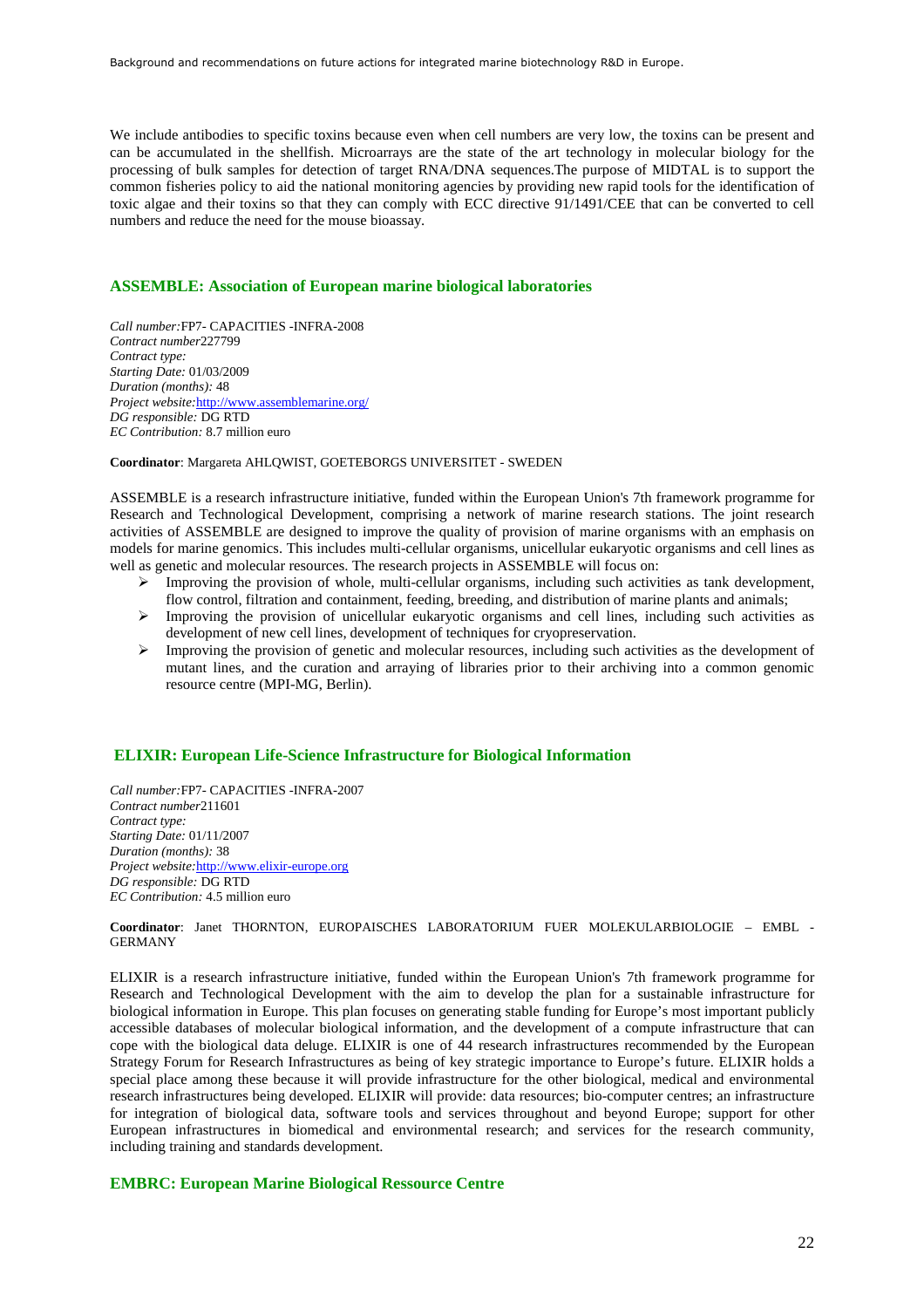We include antibodies to specific toxins because even when cell numbers are very low, the toxins can be present and can be accumulated in the shellfish. Microarrays are the state of the art technology in molecular biology for the processing of bulk samples for detection of target RNA/DNA sequences.The purpose of MIDTAL is to support the common fisheries policy to aid the national monitoring agencies by providing new rapid tools for the identification of toxic algae and their toxins so that they can comply with ECC directive 91/1491/CEE that can be converted to cell numbers and reduce the need for the mouse bioassay.

## ASSEMBLE: Association of European marine biological laboratories

*Call number:*FP7- CAPACITIES -INFRA-2008
*Contract number*227799
*Contract type:*
*Starting Date:* 01/03/2009
*Duration (months):* 48
*Project website:*http://www.assemblemarine.org/
*DG responsible:* DG RTD
*EC Contribution:* 8.7 million euro

**Coordinator**: Margareta AHLQWIST, GOETEBORGS UNIVERSITET - SWEDEN

ASSEMBLE is a research infrastructure initiative, funded within the European Union's 7th framework programme for Research and Technological Development, comprising a network of marine research stations. The joint research activities of ASSEMBLE are designed to improve the quality of provision of marine organisms with an emphasis on models for marine genomics. This includes multi-cellular organisms, unicellular eukaryotic organisms and cell lines as well as genetic and molecular resources. The research projects in ASSEMBLE will focus on:

- Improving the provision of whole, multi-cellular organisms, including such activities as tank development, flow control, filtration and containment, feeding, breeding, and distribution of marine plants and animals;
- Improving the provision of unicellular eukaryotic organisms and cell lines, including such activities as development of new cell lines, development of techniques for cryopreservation.
- Improving the provision of genetic and molecular resources, including such activities as the development of mutant lines, and the curation and arraying of libraries prior to their archiving into a common genomic resource centre (MPI-MG, Berlin).

## ELIXIR: European Life-Science Infrastructure for Biological Information

*Call number:*FP7- CAPACITIES -INFRA-2007
*Contract number*211601
*Contract type:*
*Starting Date:* 01/11/2007
*Duration (months):* 38
*Project website:*http://www.elixir-europe.org
*DG responsible:* DG RTD
*EC Contribution:* 4.5 million euro

**Coordinator**: Janet THORNTON, EUROPAISCHES LABORATORIUM FUER MOLEKULARBIOLOGIE – EMBL - GERMANY

ELIXIR is a research infrastructure initiative, funded within the European Union's 7th framework programme for Research and Technological Development with the aim to develop the plan for a sustainable infrastructure for biological information in Europe. This plan focuses on generating stable funding for Europe's most important publicly accessible databases of molecular biological information, and the development of a compute infrastructure that can cope with the biological data deluge. ELIXIR is one of 44 research infrastructures recommended by the European Strategy Forum for Research Infrastructures as being of key strategic importance to Europe's future. ELIXIR holds a special place among these because it will provide infrastructure for the other biological, medical and environmental research infrastructures being developed. ELIXIR will provide: data resources; bio-computer centres; an infrastructure for integration of biological data, software tools and services throughout and beyond Europe; support for other European infrastructures in biomedical and environmental research; and services for the research community, including training and standards development.

## EMBRC: European Marine Biological Ressource Centre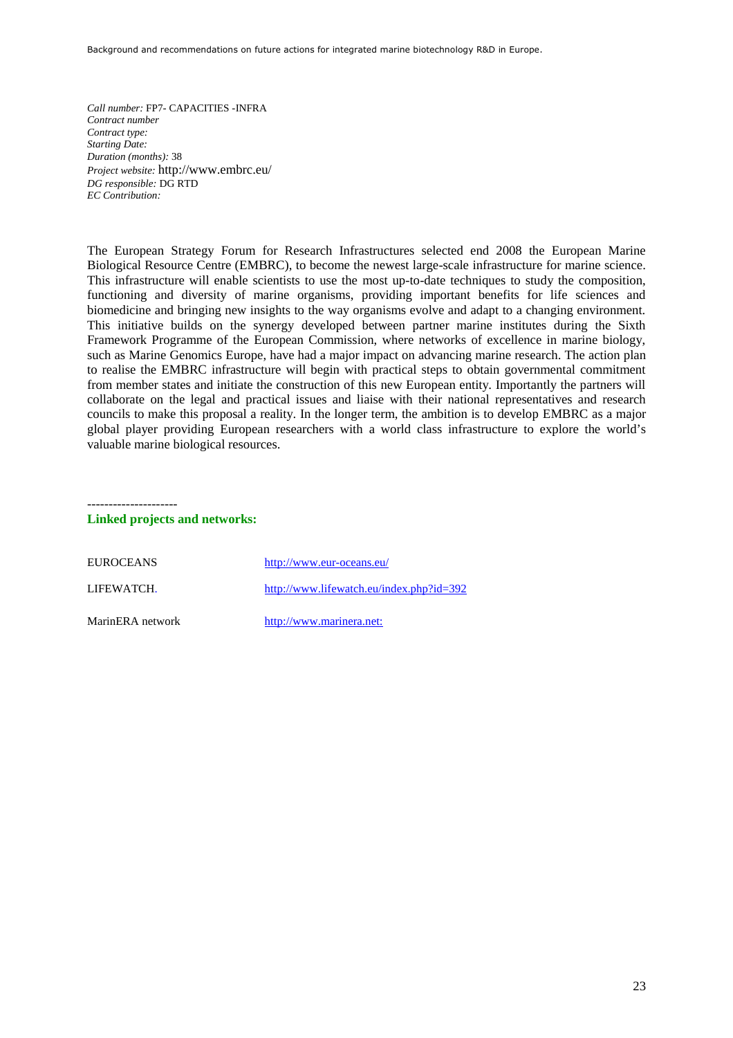*Call number:* FP7- CAPACITIES -INFRA
*Contract number*
*Contract type:*
*Starting Date:*
*Duration (months):* 38
*Project website:* http://www.embrc.eu/
*DG responsible:* DG RTD
*EC Contribution:*

The European Strategy Forum for Research Infrastructures selected end 2008 the European Marine Biological Resource Centre (EMBRC), to become the newest large-scale infrastructure for marine science. This infrastructure will enable scientists to use the most up-to-date techniques to study the composition, functioning and diversity of marine organisms, providing important benefits for life sciences and biomedicine and bringing new insights to the way organisms evolve and adapt to a changing environment. This initiative builds on the synergy developed between partner marine institutes during the Sixth Framework Programme of the European Commission, where networks of excellence in marine biology, such as Marine Genomics Europe, have had a major impact on advancing marine research. The action plan to realise the EMBRC infrastructure will begin with practical steps to obtain governmental commitment from member states and initiate the construction of this new European entity. Importantly the partners will collaborate on the legal and practical issues and liaise with their national representatives and research councils to make this proposal a reality. In the longer term, the ambition is to develop EMBRC as a major global player providing European researchers with a world class infrastructure to explore the world's valuable marine biological resources.

---------------------

**Linked projects and networks:**

| | |
|---|---|
| EUROCEANS | http://www.eur-oceans.eu/ |
| LIFEWATCH. | http://www.lifewatch.eu/index.php?id=392 |
| MarinERA network | http://www.marinera.net: |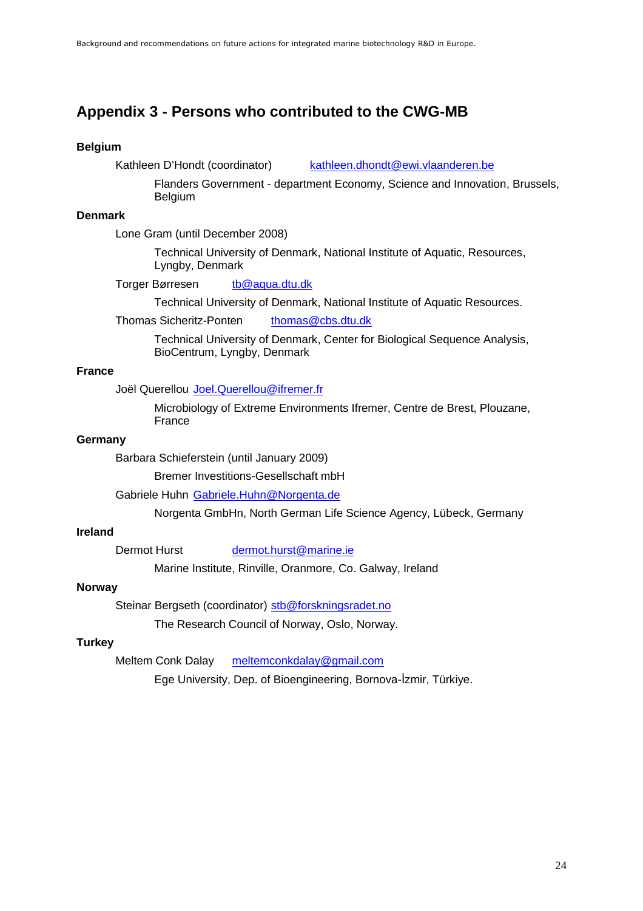# Appendix 3 - Persons who contributed to the CWG-MB

**Belgium**

Kathleen D'Hondt (coordinator) kathleen.dhondt@ewi.vlaanderen.be

Flanders Government - department Economy, Science and Innovation, Brussels, Belgium

**Denmark**

Lone Gram (until December 2008)

Technical University of Denmark, National Institute of Aquatic, Resources, Lyngby, Denmark

Torger Børresen tb@aqua.dtu.dk

Technical University of Denmark, National Institute of Aquatic Resources.

Thomas Sicheritz-Ponten thomas@cbs.dtu.dk

Technical University of Denmark, Center for Biological Sequence Analysis, BioCentrum, Lyngby, Denmark

**France**

Joël Querellou Joel.Querellou@ifremer.fr

Microbiology of Extreme Environments Ifremer, Centre de Brest, Plouzane, France

**Germany**

Barbara Schieferstein (until January 2009)

Bremer Investitions-Gesellschaft mbH

Gabriele Huhn Gabriele.Huhn@Norgenta.de

Norgenta GmbHn, North German Life Science Agency, Lübeck, Germany

**Ireland**

Dermot Hurst dermot.hurst@marine.ie

Marine Institute, Rinville, Oranmore, Co. Galway, Ireland

**Norway**

Steinar Bergseth (coordinator) stb@forskningsradet.no

The Research Council of Norway, Oslo, Norway.

**Turkey**

Meltem Conk Dalay meltemconkdalay@gmail.com

Ege University, Dep. of Bioengineering, Bornova-İzmir, Türkiye.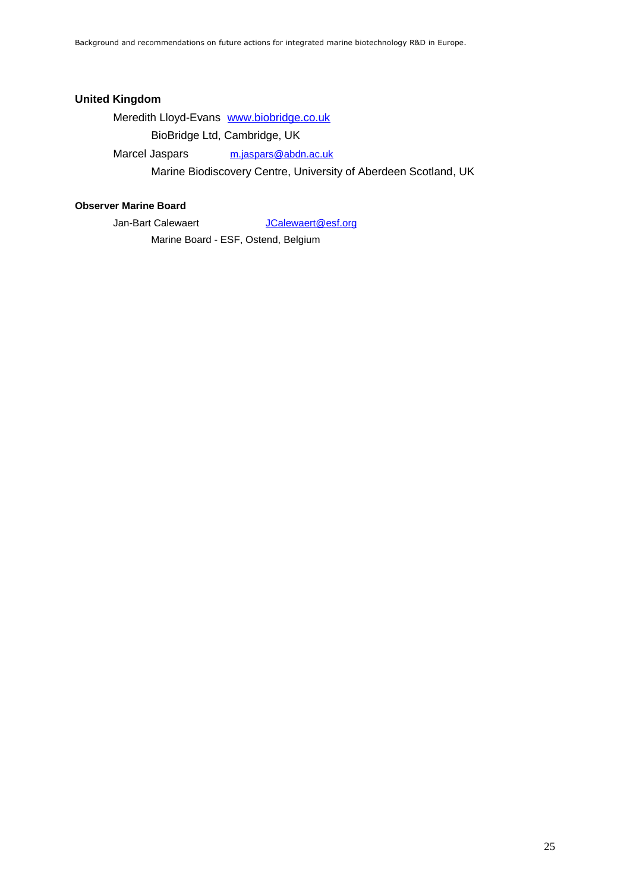**United Kingdom**

Meredith Lloyd-Evans www.biobridge.co.uk

BioBridge Ltd, Cambridge, UK

Marcel Jaspars m.jaspars@abdn.ac.uk

Marine Biodiscovery Centre, University of Aberdeen Scotland, UK

**Observer Marine Board**

Jan-Bart Calewaert JCalewaert@esf.org

Marine Board - ESF, Ostend, Belgium